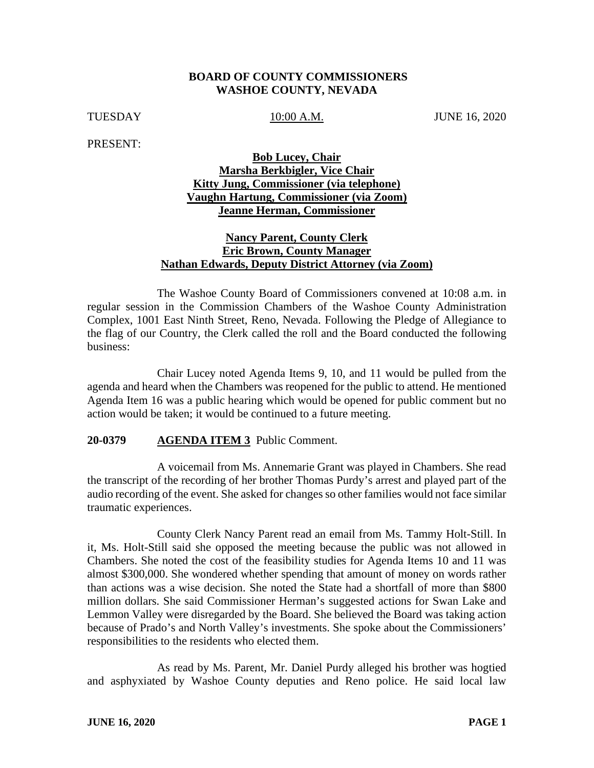**BOARD OF COUNTY COMMISSIONERS**
**WASHOE COUNTY, NEVADA**

TUESDAY 10:00 A.M. JUNE 16, 2020

PRESENT:

**Bob Lucey, Chair**
**Marsha Berkbigler, Vice Chair**
**Kitty Jung, Commissioner (via telephone)**
**Vaughn Hartung, Commissioner (via Zoom)**
**Jeanne Herman, Commissioner**

**Nancy Parent, County Clerk**
**Eric Brown, County Manager**
**Nathan Edwards, Deputy District Attorney (via Zoom)**

The Washoe County Board of Commissioners convened at 10:08 a.m. in regular session in the Commission Chambers of the Washoe County Administration Complex, 1001 East Ninth Street, Reno, Nevada. Following the Pledge of Allegiance to the flag of our Country, the Clerk called the roll and the Board conducted the following business:

Chair Lucey noted Agenda Items 9, 10, and 11 would be pulled from the agenda and heard when the Chambers was reopened for the public to attend. He mentioned Agenda Item 16 was a public hearing which would be opened for public comment but no action would be taken; it would be continued to a future meeting.

**20-0379 AGENDA ITEM 3** Public Comment.

A voicemail from Ms. Annemarie Grant was played in Chambers. She read the transcript of the recording of her brother Thomas Purdy's arrest and played part of the audio recording of the event. She asked for changes so other families would not face similar traumatic experiences.

County Clerk Nancy Parent read an email from Ms. Tammy Holt-Still. In it, Ms. Holt-Still said she opposed the meeting because the public was not allowed in Chambers. She noted the cost of the feasibility studies for Agenda Items 10 and 11 was almost $300,000. She wondered whether spending that amount of money on words rather than actions was a wise decision. She noted the State had a shortfall of more than $800 million dollars. She said Commissioner Herman's suggested actions for Swan Lake and Lemmon Valley were disregarded by the Board. She believed the Board was taking action because of Prado's and North Valley's investments. She spoke about the Commissioners' responsibilities to the residents who elected them.

As read by Ms. Parent, Mr. Daniel Purdy alleged his brother was hogtied and asphyxiated by Washoe County deputies and Reno police. He said local law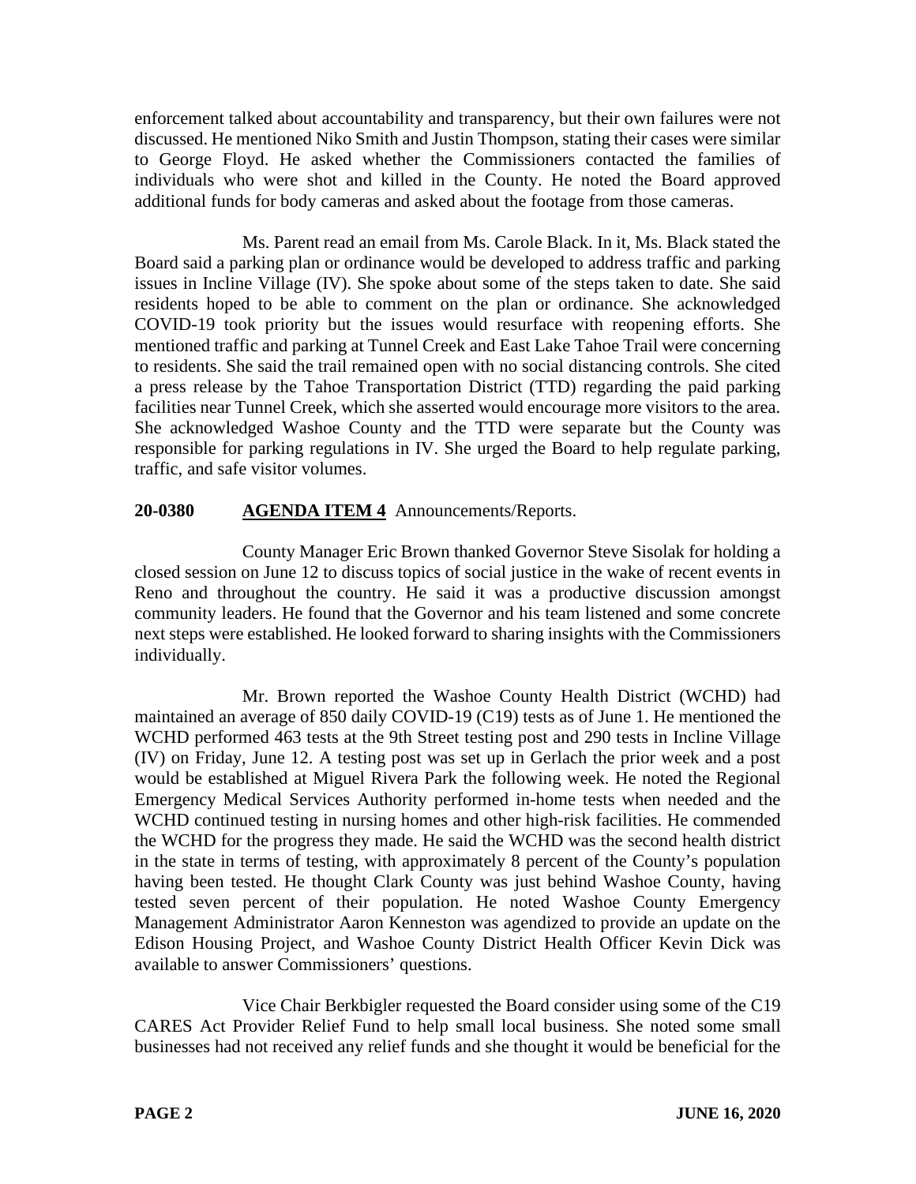enforcement talked about accountability and transparency, but their own failures were not discussed. He mentioned Niko Smith and Justin Thompson, stating their cases were similar to George Floyd. He asked whether the Commissioners contacted the families of individuals who were shot and killed in the County. He noted the Board approved additional funds for body cameras and asked about the footage from those cameras.

Ms. Parent read an email from Ms. Carole Black. In it, Ms. Black stated the Board said a parking plan or ordinance would be developed to address traffic and parking issues in Incline Village (IV). She spoke about some of the steps taken to date. She said residents hoped to be able to comment on the plan or ordinance. She acknowledged COVID-19 took priority but the issues would resurface with reopening efforts. She mentioned traffic and parking at Tunnel Creek and East Lake Tahoe Trail were concerning to residents. She said the trail remained open with no social distancing controls. She cited a press release by the Tahoe Transportation District (TTD) regarding the paid parking facilities near Tunnel Creek, which she asserted would encourage more visitors to the area. She acknowledged Washoe County and the TTD were separate but the County was responsible for parking regulations in IV. She urged the Board to help regulate parking, traffic, and safe visitor volumes.

**20-0380 AGENDA ITEM 4** Announcements/Reports.

County Manager Eric Brown thanked Governor Steve Sisolak for holding a closed session on June 12 to discuss topics of social justice in the wake of recent events in Reno and throughout the country. He said it was a productive discussion amongst community leaders. He found that the Governor and his team listened and some concrete next steps were established. He looked forward to sharing insights with the Commissioners individually.

Mr. Brown reported the Washoe County Health District (WCHD) had maintained an average of 850 daily COVID-19 (C19) tests as of June 1. He mentioned the WCHD performed 463 tests at the 9th Street testing post and 290 tests in Incline Village (IV) on Friday, June 12. A testing post was set up in Gerlach the prior week and a post would be established at Miguel Rivera Park the following week. He noted the Regional Emergency Medical Services Authority performed in-home tests when needed and the WCHD continued testing in nursing homes and other high-risk facilities. He commended the WCHD for the progress they made. He said the WCHD was the second health district in the state in terms of testing, with approximately 8 percent of the County's population having been tested. He thought Clark County was just behind Washoe County, having tested seven percent of their population. He noted Washoe County Emergency Management Administrator Aaron Kenneston was agendized to provide an update on the Edison Housing Project, and Washoe County District Health Officer Kevin Dick was available to answer Commissioners' questions.

Vice Chair Berkbigler requested the Board consider using some of the C19 CARES Act Provider Relief Fund to help small local business. She noted some small businesses had not received any relief funds and she thought it would be beneficial for the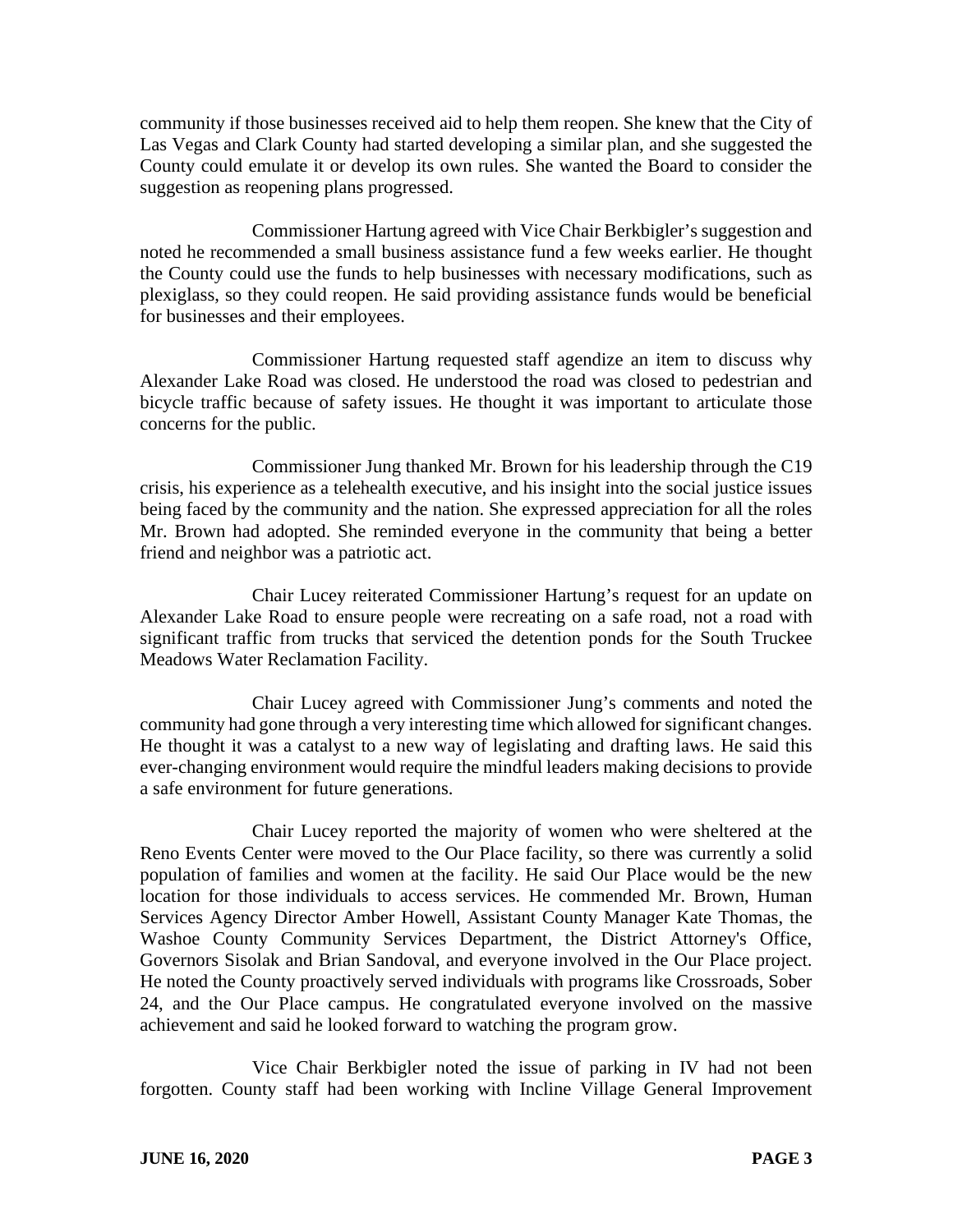community if those businesses received aid to help them reopen. She knew that the City of Las Vegas and Clark County had started developing a similar plan, and she suggested the County could emulate it or develop its own rules. She wanted the Board to consider the suggestion as reopening plans progressed.

Commissioner Hartung agreed with Vice Chair Berkbigler's suggestion and noted he recommended a small business assistance fund a few weeks earlier. He thought the County could use the funds to help businesses with necessary modifications, such as plexiglass, so they could reopen. He said providing assistance funds would be beneficial for businesses and their employees.

Commissioner Hartung requested staff agendize an item to discuss why Alexander Lake Road was closed. He understood the road was closed to pedestrian and bicycle traffic because of safety issues. He thought it was important to articulate those concerns for the public.

Commissioner Jung thanked Mr. Brown for his leadership through the C19 crisis, his experience as a telehealth executive, and his insight into the social justice issues being faced by the community and the nation. She expressed appreciation for all the roles Mr. Brown had adopted. She reminded everyone in the community that being a better friend and neighbor was a patriotic act.

Chair Lucey reiterated Commissioner Hartung's request for an update on Alexander Lake Road to ensure people were recreating on a safe road, not a road with significant traffic from trucks that serviced the detention ponds for the South Truckee Meadows Water Reclamation Facility.

Chair Lucey agreed with Commissioner Jung's comments and noted the community had gone through a very interesting time which allowed for significant changes. He thought it was a catalyst to a new way of legislating and drafting laws. He said this ever-changing environment would require the mindful leaders making decisions to provide a safe environment for future generations.

Chair Lucey reported the majority of women who were sheltered at the Reno Events Center were moved to the Our Place facility, so there was currently a solid population of families and women at the facility. He said Our Place would be the new location for those individuals to access services. He commended Mr. Brown, Human Services Agency Director Amber Howell, Assistant County Manager Kate Thomas, the Washoe County Community Services Department, the District Attorney's Office, Governors Sisolak and Brian Sandoval, and everyone involved in the Our Place project. He noted the County proactively served individuals with programs like Crossroads, Sober 24, and the Our Place campus. He congratulated everyone involved on the massive achievement and said he looked forward to watching the program grow.

Vice Chair Berkbigler noted the issue of parking in IV had not been forgotten. County staff had been working with Incline Village General Improvement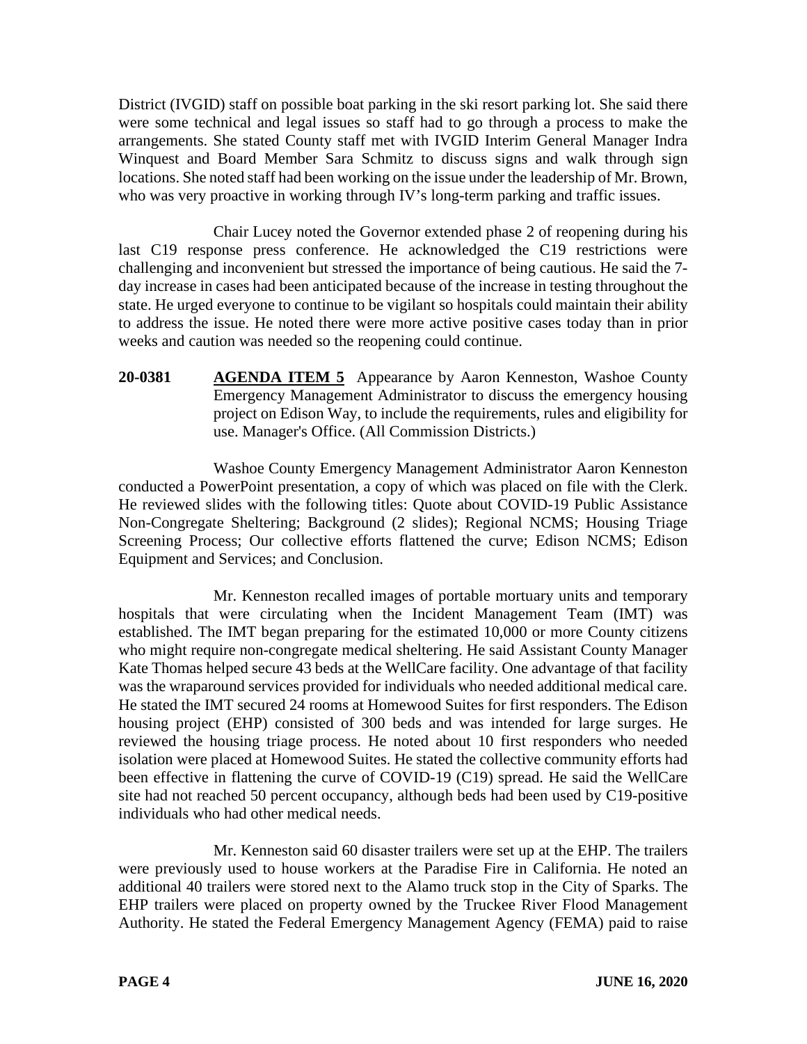District (IVGID) staff on possible boat parking in the ski resort parking lot. She said there were some technical and legal issues so staff had to go through a process to make the arrangements. She stated County staff met with IVGID Interim General Manager Indra Winquest and Board Member Sara Schmitz to discuss signs and walk through sign locations. She noted staff had been working on the issue under the leadership of Mr. Brown, who was very proactive in working through IV's long-term parking and traffic issues.

Chair Lucey noted the Governor extended phase 2 of reopening during his last C19 response press conference. He acknowledged the C19 restrictions were challenging and inconvenient but stressed the importance of being cautious. He said the 7-day increase in cases had been anticipated because of the increase in testing throughout the state. He urged everyone to continue to be vigilant so hospitals could maintain their ability to address the issue. He noted there were more active positive cases today than in prior weeks and caution was needed so the reopening could continue.

**20-0381** **AGENDA ITEM 5** Appearance by Aaron Kenneston, Washoe County Emergency Management Administrator to discuss the emergency housing project on Edison Way, to include the requirements, rules and eligibility for use. Manager's Office. (All Commission Districts.)

Washoe County Emergency Management Administrator Aaron Kenneston conducted a PowerPoint presentation, a copy of which was placed on file with the Clerk. He reviewed slides with the following titles: Quote about COVID-19 Public Assistance Non-Congregate Sheltering; Background (2 slides); Regional NCMS; Housing Triage Screening Process; Our collective efforts flattened the curve; Edison NCMS; Edison Equipment and Services; and Conclusion.

Mr. Kenneston recalled images of portable mortuary units and temporary hospitals that were circulating when the Incident Management Team (IMT) was established. The IMT began preparing for the estimated 10,000 or more County citizens who might require non-congregate medical sheltering. He said Assistant County Manager Kate Thomas helped secure 43 beds at the WellCare facility. One advantage of that facility was the wraparound services provided for individuals who needed additional medical care. He stated the IMT secured 24 rooms at Homewood Suites for first responders. The Edison housing project (EHP) consisted of 300 beds and was intended for large surges. He reviewed the housing triage process. He noted about 10 first responders who needed isolation were placed at Homewood Suites. He stated the collective community efforts had been effective in flattening the curve of COVID-19 (C19) spread. He said the WellCare site had not reached 50 percent occupancy, although beds had been used by C19-positive individuals who had other medical needs.

Mr. Kenneston said 60 disaster trailers were set up at the EHP. The trailers were previously used to house workers at the Paradise Fire in California. He noted an additional 40 trailers were stored next to the Alamo truck stop in the City of Sparks. The EHP trailers were placed on property owned by the Truckee River Flood Management Authority. He stated the Federal Emergency Management Agency (FEMA) paid to raise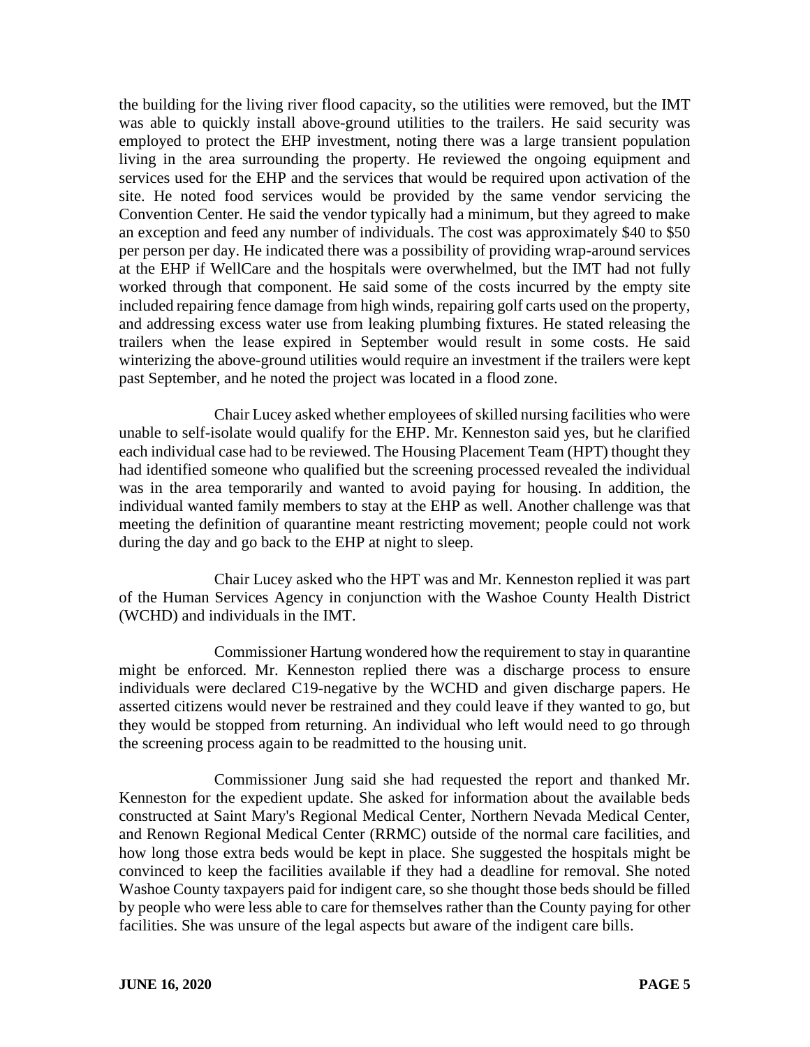the building for the living river flood capacity, so the utilities were removed, but the IMT was able to quickly install above-ground utilities to the trailers. He said security was employed to protect the EHP investment, noting there was a large transient population living in the area surrounding the property. He reviewed the ongoing equipment and services used for the EHP and the services that would be required upon activation of the site. He noted food services would be provided by the same vendor servicing the Convention Center. He said the vendor typically had a minimum, but they agreed to make an exception and feed any number of individuals. The cost was approximately $40 to $50 per person per day. He indicated there was a possibility of providing wrap-around services at the EHP if WellCare and the hospitals were overwhelmed, but the IMT had not fully worked through that component. He said some of the costs incurred by the empty site included repairing fence damage from high winds, repairing golf carts used on the property, and addressing excess water use from leaking plumbing fixtures. He stated releasing the trailers when the lease expired in September would result in some costs. He said winterizing the above-ground utilities would require an investment if the trailers were kept past September, and he noted the project was located in a flood zone.

Chair Lucey asked whether employees of skilled nursing facilities who were unable to self-isolate would qualify for the EHP. Mr. Kenneston said yes, but he clarified each individual case had to be reviewed. The Housing Placement Team (HPT) thought they had identified someone who qualified but the screening processed revealed the individual was in the area temporarily and wanted to avoid paying for housing. In addition, the individual wanted family members to stay at the EHP as well. Another challenge was that meeting the definition of quarantine meant restricting movement; people could not work during the day and go back to the EHP at night to sleep.

Chair Lucey asked who the HPT was and Mr. Kenneston replied it was part of the Human Services Agency in conjunction with the Washoe County Health District (WCHD) and individuals in the IMT.

Commissioner Hartung wondered how the requirement to stay in quarantine might be enforced. Mr. Kenneston replied there was a discharge process to ensure individuals were declared C19-negative by the WCHD and given discharge papers. He asserted citizens would never be restrained and they could leave if they wanted to go, but they would be stopped from returning. An individual who left would need to go through the screening process again to be readmitted to the housing unit.

Commissioner Jung said she had requested the report and thanked Mr. Kenneston for the expedient update. She asked for information about the available beds constructed at Saint Mary's Regional Medical Center, Northern Nevada Medical Center, and Renown Regional Medical Center (RRMC) outside of the normal care facilities, and how long those extra beds would be kept in place. She suggested the hospitals might be convinced to keep the facilities available if they had a deadline for removal. She noted Washoe County taxpayers paid for indigent care, so she thought those beds should be filled by people who were less able to care for themselves rather than the County paying for other facilities. She was unsure of the legal aspects but aware of the indigent care bills.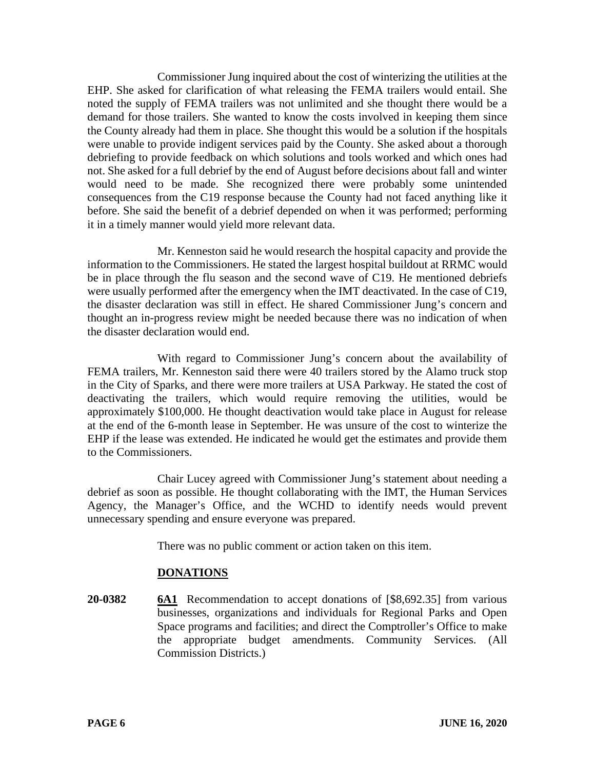Commissioner Jung inquired about the cost of winterizing the utilities at the EHP. She asked for clarification of what releasing the FEMA trailers would entail. She noted the supply of FEMA trailers was not unlimited and she thought there would be a demand for those trailers. She wanted to know the costs involved in keeping them since the County already had them in place. She thought this would be a solution if the hospitals were unable to provide indigent services paid by the County. She asked about a thorough debriefing to provide feedback on which solutions and tools worked and which ones had not. She asked for a full debrief by the end of August before decisions about fall and winter would need to be made. She recognized there were probably some unintended consequences from the C19 response because the County had not faced anything like it before. She said the benefit of a debrief depended on when it was performed; performing it in a timely manner would yield more relevant data.

Mr. Kenneston said he would research the hospital capacity and provide the information to the Commissioners. He stated the largest hospital buildout at RRMC would be in place through the flu season and the second wave of C19. He mentioned debriefs were usually performed after the emergency when the IMT deactivated. In the case of C19, the disaster declaration was still in effect. He shared Commissioner Jung's concern and thought an in-progress review might be needed because there was no indication of when the disaster declaration would end.

With regard to Commissioner Jung's concern about the availability of FEMA trailers, Mr. Kenneston said there were 40 trailers stored by the Alamo truck stop in the City of Sparks, and there were more trailers at USA Parkway. He stated the cost of deactivating the trailers, which would require removing the utilities, would be approximately $100,000. He thought deactivation would take place in August for release at the end of the 6-month lease in September. He was unsure of the cost to winterize the EHP if the lease was extended. He indicated he would get the estimates and provide them to the Commissioners.

Chair Lucey agreed with Commissioner Jung's statement about needing a debrief as soon as possible. He thought collaborating with the IMT, the Human Services Agency, the Manager's Office, and the WCHD to identify needs would prevent unnecessary spending and ensure everyone was prepared.

There was no public comment or action taken on this item.

## DONATIONS

**20-0382** **6A1** Recommendation to accept donations of [$8,692.35] from various businesses, organizations and individuals for Regional Parks and Open Space programs and facilities; and direct the Comptroller's Office to make the appropriate budget amendments. Community Services. (All Commission Districts.)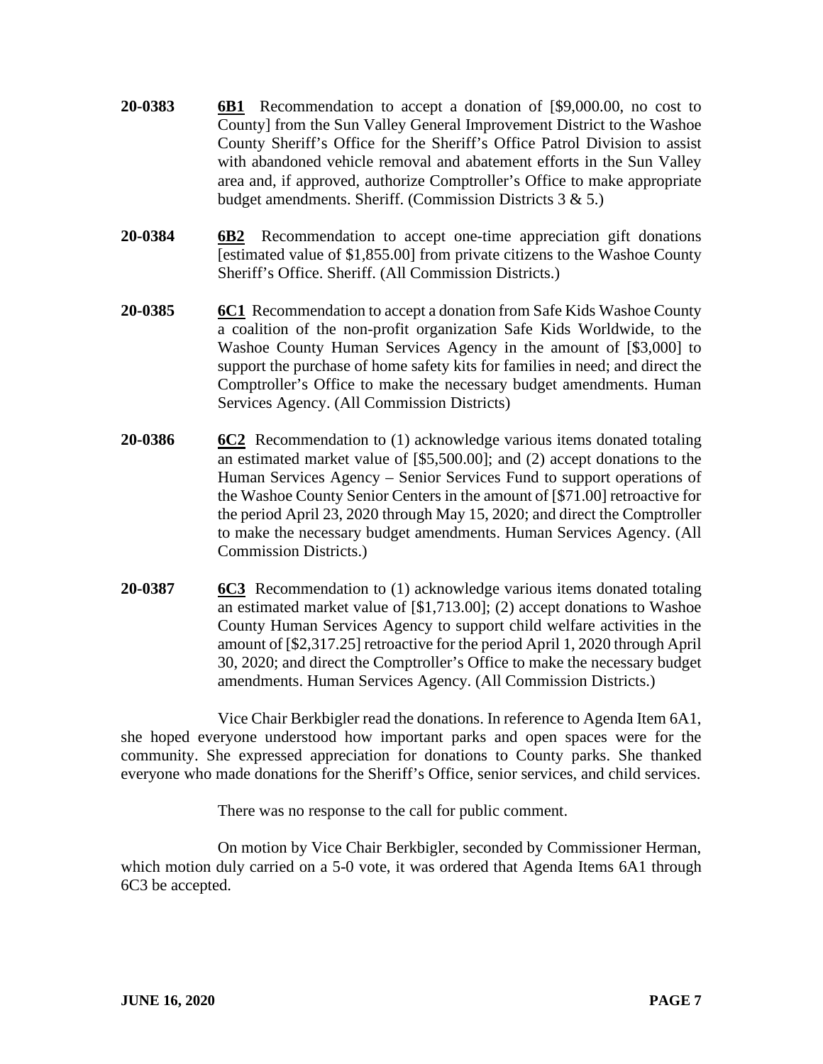**20-0383** **6B1** Recommendation to accept a donation of [$9,000.00, no cost to County] from the Sun Valley General Improvement District to the Washoe County Sheriff's Office for the Sheriff's Office Patrol Division to assist with abandoned vehicle removal and abatement efforts in the Sun Valley area and, if approved, authorize Comptroller's Office to make appropriate budget amendments. Sheriff. (Commission Districts 3 & 5.)

**20-0384** **6B2** Recommendation to accept one-time appreciation gift donations [estimated value of $1,855.00] from private citizens to the Washoe County Sheriff's Office. Sheriff. (All Commission Districts.)

**20-0385** **6C1** Recommendation to accept a donation from Safe Kids Washoe County a coalition of the non-profit organization Safe Kids Worldwide, to the Washoe County Human Services Agency in the amount of [$3,000] to support the purchase of home safety kits for families in need; and direct the Comptroller's Office to make the necessary budget amendments. Human Services Agency. (All Commission Districts)

**20-0386** **6C2** Recommendation to (1) acknowledge various items donated totaling an estimated market value of [$5,500.00]; and (2) accept donations to the Human Services Agency – Senior Services Fund to support operations of the Washoe County Senior Centers in the amount of [$71.00] retroactive for the period April 23, 2020 through May 15, 2020; and direct the Comptroller to make the necessary budget amendments. Human Services Agency. (All Commission Districts.)

**20-0387** **6C3** Recommendation to (1) acknowledge various items donated totaling an estimated market value of [$1,713.00]; (2) accept donations to Washoe County Human Services Agency to support child welfare activities in the amount of [$2,317.25] retroactive for the period April 1, 2020 through April 30, 2020; and direct the Comptroller's Office to make the necessary budget amendments. Human Services Agency. (All Commission Districts.)

Vice Chair Berkbigler read the donations. In reference to Agenda Item 6A1, she hoped everyone understood how important parks and open spaces were for the community. She expressed appreciation for donations to County parks. She thanked everyone who made donations for the Sheriff's Office, senior services, and child services.

There was no response to the call for public comment.

On motion by Vice Chair Berkbigler, seconded by Commissioner Herman, which motion duly carried on a 5-0 vote, it was ordered that Agenda Items 6A1 through 6C3 be accepted.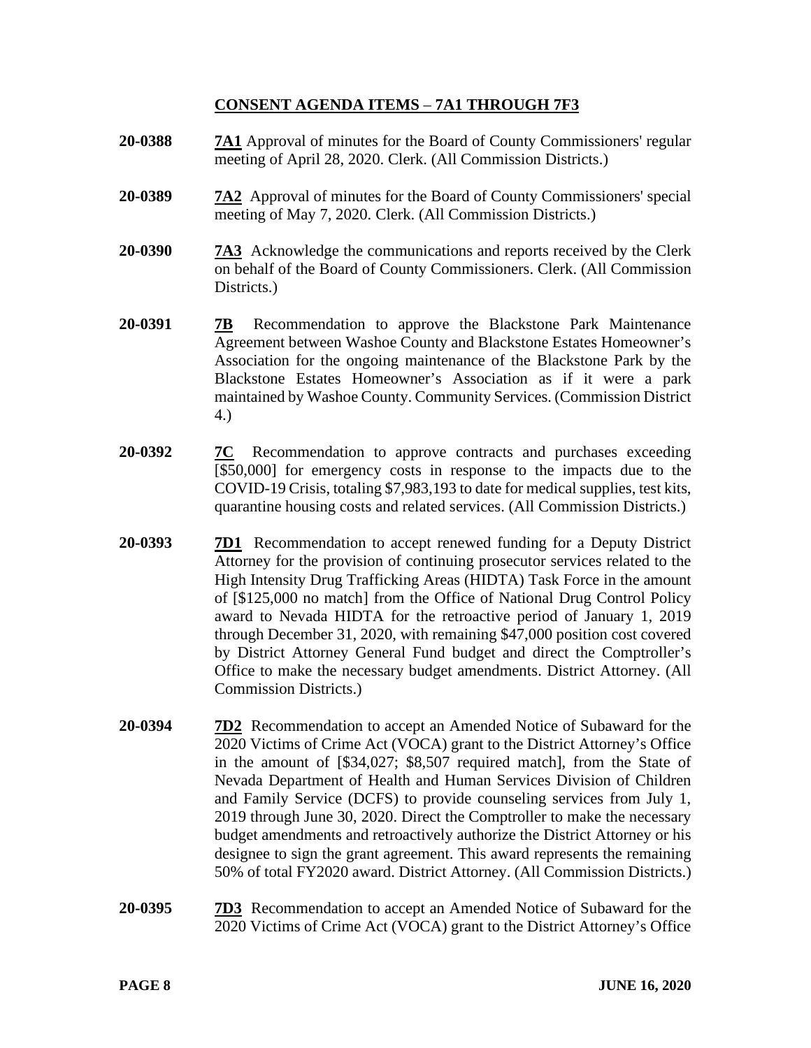## CONSENT AGENDA ITEMS – 7A1 THROUGH 7F3

**20-0388** **7A1** Approval of minutes for the Board of County Commissioners' regular meeting of April 28, 2020. Clerk. (All Commission Districts.)

**20-0389** **7A2** Approval of minutes for the Board of County Commissioners' special meeting of May 7, 2020. Clerk. (All Commission Districts.)

**20-0390** **7A3** Acknowledge the communications and reports received by the Clerk on behalf of the Board of County Commissioners. Clerk. (All Commission Districts.)

**20-0391** **7B** Recommendation to approve the Blackstone Park Maintenance Agreement between Washoe County and Blackstone Estates Homeowner's Association for the ongoing maintenance of the Blackstone Park by the Blackstone Estates Homeowner's Association as if it were a park maintained by Washoe County. Community Services. (Commission District 4.)

**20-0392** **7C** Recommendation to approve contracts and purchases exceeding [$50,000] for emergency costs in response to the impacts due to the COVID-19 Crisis, totaling $7,983,193 to date for medical supplies, test kits, quarantine housing costs and related services. (All Commission Districts.)

**20-0393** **7D1** Recommendation to accept renewed funding for a Deputy District Attorney for the provision of continuing prosecutor services related to the High Intensity Drug Trafficking Areas (HIDTA) Task Force in the amount of [$125,000 no match] from the Office of National Drug Control Policy award to Nevada HIDTA for the retroactive period of January 1, 2019 through December 31, 2020, with remaining $47,000 position cost covered by District Attorney General Fund budget and direct the Comptroller's Office to make the necessary budget amendments. District Attorney. (All Commission Districts.)

**20-0394** **7D2** Recommendation to accept an Amended Notice of Subaward for the 2020 Victims of Crime Act (VOCA) grant to the District Attorney's Office in the amount of [$34,027; $8,507 required match], from the State of Nevada Department of Health and Human Services Division of Children and Family Service (DCFS) to provide counseling services from July 1, 2019 through June 30, 2020. Direct the Comptroller to make the necessary budget amendments and retroactively authorize the District Attorney or his designee to sign the grant agreement. This award represents the remaining 50% of total FY2020 award. District Attorney. (All Commission Districts.)

**20-0395** **7D3** Recommendation to accept an Amended Notice of Subaward for the 2020 Victims of Crime Act (VOCA) grant to the District Attorney's Office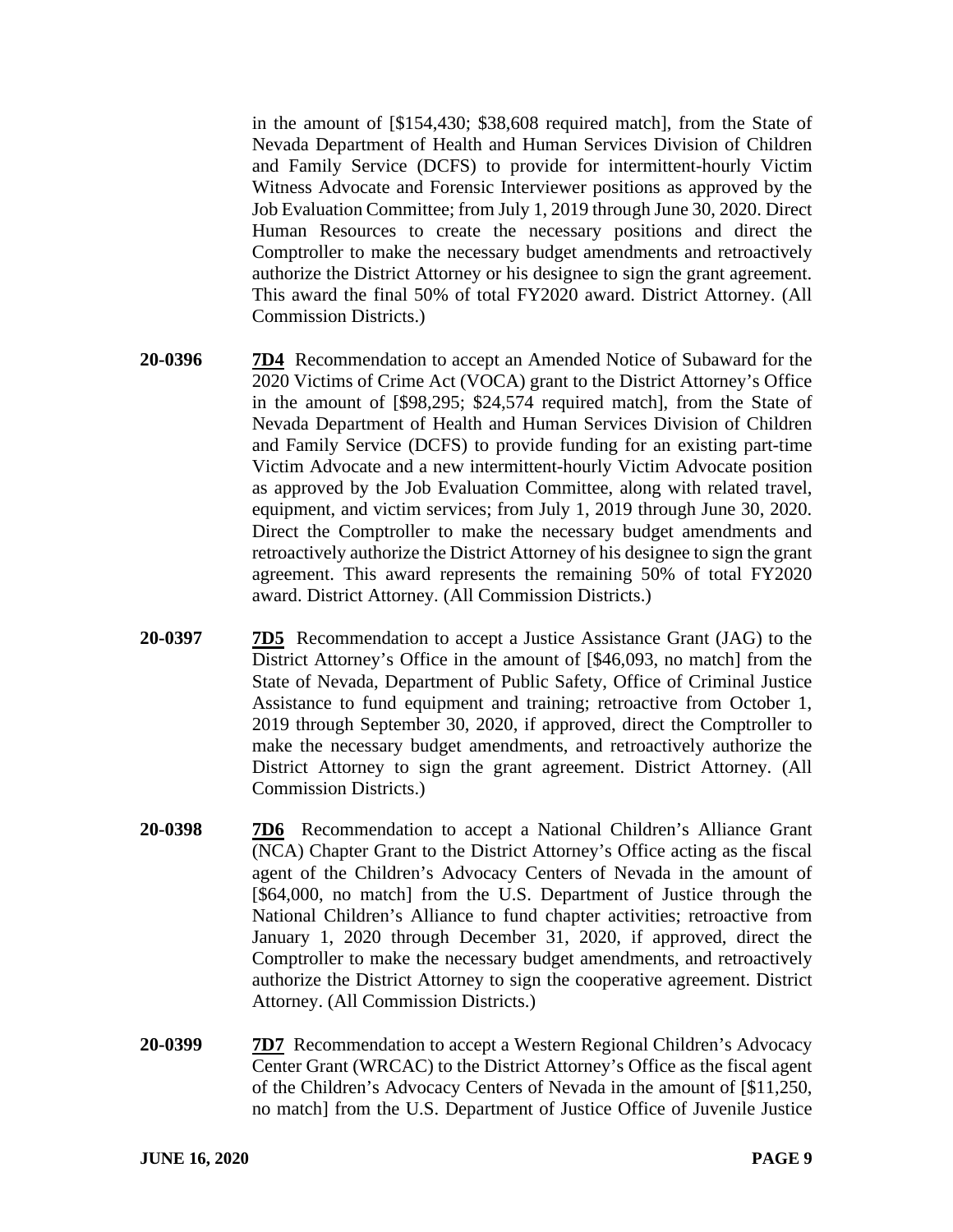in the amount of [$154,430; $38,608 required match], from the State of Nevada Department of Health and Human Services Division of Children and Family Service (DCFS) to provide for intermittent-hourly Victim Witness Advocate and Forensic Interviewer positions as approved by the Job Evaluation Committee; from July 1, 2019 through June 30, 2020. Direct Human Resources to create the necessary positions and direct the Comptroller to make the necessary budget amendments and retroactively authorize the District Attorney or his designee to sign the grant agreement. This award the final 50% of total FY2020 award. District Attorney. (All Commission Districts.)

**20-0396** **7D4** Recommendation to accept an Amended Notice of Subaward for the 2020 Victims of Crime Act (VOCA) grant to the District Attorney's Office in the amount of [$98,295; $24,574 required match], from the State of Nevada Department of Health and Human Services Division of Children and Family Service (DCFS) to provide funding for an existing part-time Victim Advocate and a new intermittent-hourly Victim Advocate position as approved by the Job Evaluation Committee, along with related travel, equipment, and victim services; from July 1, 2019 through June 30, 2020. Direct the Comptroller to make the necessary budget amendments and retroactively authorize the District Attorney of his designee to sign the grant agreement. This award represents the remaining 50% of total FY2020 award. District Attorney. (All Commission Districts.)

**20-0397** **7D5** Recommendation to accept a Justice Assistance Grant (JAG) to the District Attorney's Office in the amount of [$46,093, no match] from the State of Nevada, Department of Public Safety, Office of Criminal Justice Assistance to fund equipment and training; retroactive from October 1, 2019 through September 30, 2020, if approved, direct the Comptroller to make the necessary budget amendments, and retroactively authorize the District Attorney to sign the grant agreement. District Attorney. (All Commission Districts.)

**20-0398** **7D6** Recommendation to accept a National Children's Alliance Grant (NCA) Chapter Grant to the District Attorney's Office acting as the fiscal agent of the Children's Advocacy Centers of Nevada in the amount of [$64,000, no match] from the U.S. Department of Justice through the National Children's Alliance to fund chapter activities; retroactive from January 1, 2020 through December 31, 2020, if approved, direct the Comptroller to make the necessary budget amendments, and retroactively authorize the District Attorney to sign the cooperative agreement. District Attorney. (All Commission Districts.)

**20-0399** **7D7** Recommendation to accept a Western Regional Children's Advocacy Center Grant (WRCAC) to the District Attorney's Office as the fiscal agent of the Children's Advocacy Centers of Nevada in the amount of [$11,250, no match] from the U.S. Department of Justice Office of Juvenile Justice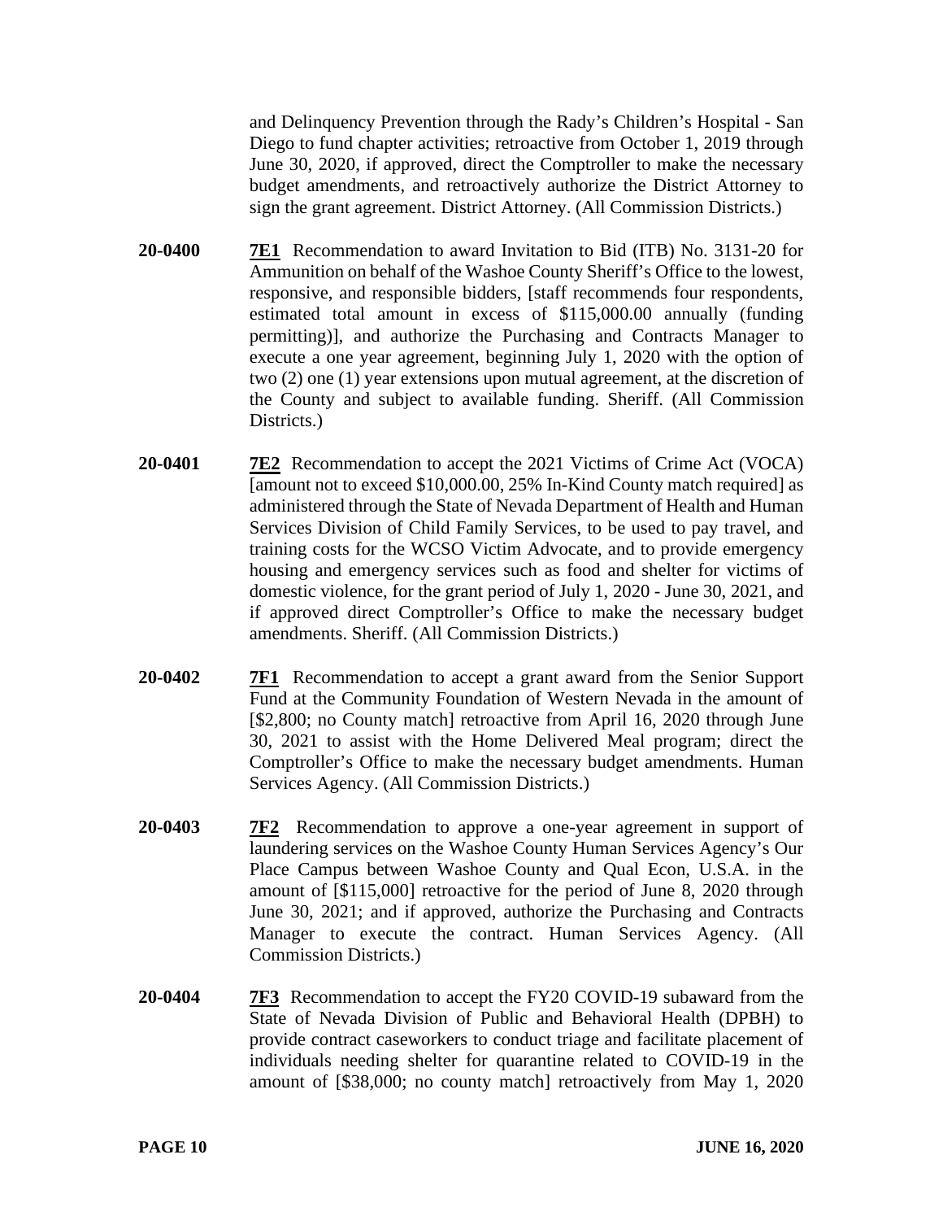and Delinquency Prevention through the Rady's Children's Hospital - San Diego to fund chapter activities; retroactive from October 1, 2019 through June 30, 2020, if approved, direct the Comptroller to make the necessary budget amendments, and retroactively authorize the District Attorney to sign the grant agreement. District Attorney. (All Commission Districts.)

**20-0400** **7E1** Recommendation to award Invitation to Bid (ITB) No. 3131-20 for Ammunition on behalf of the Washoe County Sheriff's Office to the lowest, responsive, and responsible bidders, [staff recommends four respondents, estimated total amount in excess of $115,000.00 annually (funding permitting)], and authorize the Purchasing and Contracts Manager to execute a one year agreement, beginning July 1, 2020 with the option of two (2) one (1) year extensions upon mutual agreement, at the discretion of the County and subject to available funding. Sheriff. (All Commission Districts.)

**20-0401** **7E2** Recommendation to accept the 2021 Victims of Crime Act (VOCA) [amount not to exceed $10,000.00, 25% In-Kind County match required] as administered through the State of Nevada Department of Health and Human Services Division of Child Family Services, to be used to pay travel, and training costs for the WCSO Victim Advocate, and to provide emergency housing and emergency services such as food and shelter for victims of domestic violence, for the grant period of July 1, 2020 - June 30, 2021, and if approved direct Comptroller's Office to make the necessary budget amendments. Sheriff. (All Commission Districts.)

**20-0402** **7F1** Recommendation to accept a grant award from the Senior Support Fund at the Community Foundation of Western Nevada in the amount of [$2,800; no County match] retroactive from April 16, 2020 through June 30, 2021 to assist with the Home Delivered Meal program; direct the Comptroller's Office to make the necessary budget amendments. Human Services Agency. (All Commission Districts.)

**20-0403** **7F2** Recommendation to approve a one-year agreement in support of laundering services on the Washoe County Human Services Agency's Our Place Campus between Washoe County and Qual Econ, U.S.A. in the amount of [$115,000] retroactive for the period of June 8, 2020 through June 30, 2021; and if approved, authorize the Purchasing and Contracts Manager to execute the contract. Human Services Agency. (All Commission Districts.)

**20-0404** **7F3** Recommendation to accept the FY20 COVID-19 subaward from the State of Nevada Division of Public and Behavioral Health (DPBH) to provide contract caseworkers to conduct triage and facilitate placement of individuals needing shelter for quarantine related to COVID-19 in the amount of [$38,000; no county match] retroactively from May 1, 2020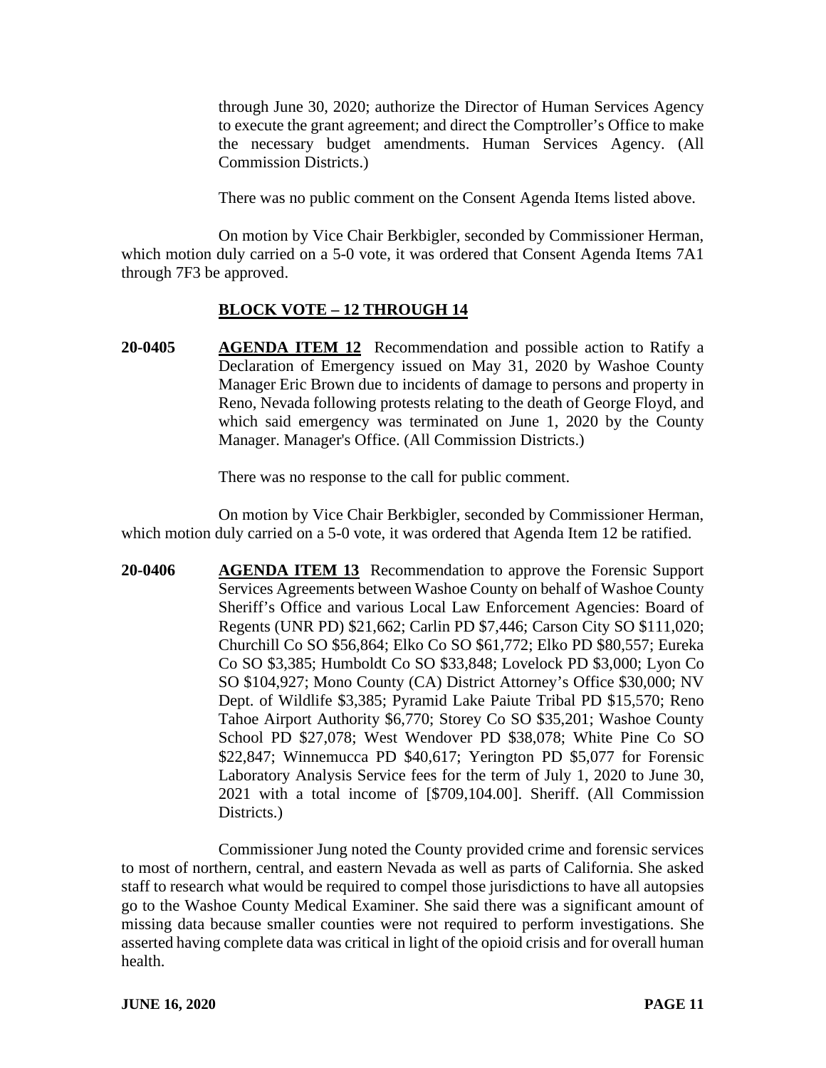through June 30, 2020; authorize the Director of Human Services Agency to execute the grant agreement; and direct the Comptroller's Office to make the necessary budget amendments. Human Services Agency. (All Commission Districts.)

There was no public comment on the Consent Agenda Items listed above.

On motion by Vice Chair Berkbigler, seconded by Commissioner Herman, which motion duly carried on a 5-0 vote, it was ordered that Consent Agenda Items 7A1 through 7F3 be approved.

## BLOCK VOTE – 12 THROUGH 14

**20-0405** **AGENDA ITEM 12** Recommendation and possible action to Ratify a Declaration of Emergency issued on May 31, 2020 by Washoe County Manager Eric Brown due to incidents of damage to persons and property in Reno, Nevada following protests relating to the death of George Floyd, and which said emergency was terminated on June 1, 2020 by the County Manager. Manager's Office. (All Commission Districts.)

There was no response to the call for public comment.

On motion by Vice Chair Berkbigler, seconded by Commissioner Herman, which motion duly carried on a 5-0 vote, it was ordered that Agenda Item 12 be ratified.

**20-0406** **AGENDA ITEM 13** Recommendation to approve the Forensic Support Services Agreements between Washoe County on behalf of Washoe County Sheriff's Office and various Local Law Enforcement Agencies: Board of Regents (UNR PD) $21,662; Carlin PD $7,446; Carson City SO $111,020; Churchill Co SO $56,864; Elko Co SO $61,772; Elko PD $80,557; Eureka Co SO $3,385; Humboldt Co SO $33,848; Lovelock PD $3,000; Lyon Co SO $104,927; Mono County (CA) District Attorney's Office $30,000; NV Dept. of Wildlife $3,385; Pyramid Lake Paiute Tribal PD $15,570; Reno Tahoe Airport Authority $6,770; Storey Co SO $35,201; Washoe County School PD $27,078; West Wendover PD $38,078; White Pine Co SO $22,847; Winnemucca PD $40,617; Yerington PD $5,077 for Forensic Laboratory Analysis Service fees for the term of July 1, 2020 to June 30, 2021 with a total income of [$709,104.00]. Sheriff. (All Commission Districts.)

Commissioner Jung noted the County provided crime and forensic services to most of northern, central, and eastern Nevada as well as parts of California. She asked staff to research what would be required to compel those jurisdictions to have all autopsies go to the Washoe County Medical Examiner. She said there was a significant amount of missing data because smaller counties were not required to perform investigations. She asserted having complete data was critical in light of the opioid crisis and for overall human health.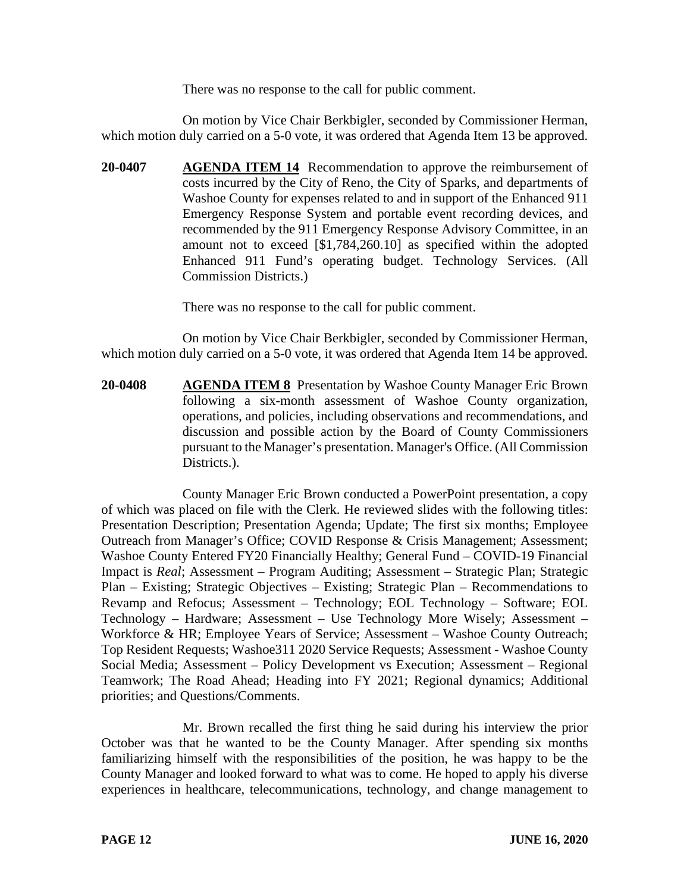There was no response to the call for public comment.

On motion by Vice Chair Berkbigler, seconded by Commissioner Herman, which motion duly carried on a 5-0 vote, it was ordered that Agenda Item 13 be approved.

**20-0407** **AGENDA ITEM 14** Recommendation to approve the reimbursement of costs incurred by the City of Reno, the City of Sparks, and departments of Washoe County for expenses related to and in support of the Enhanced 911 Emergency Response System and portable event recording devices, and recommended by the 911 Emergency Response Advisory Committee, in an amount not to exceed [$1,784,260.10] as specified within the adopted Enhanced 911 Fund's operating budget. Technology Services. (All Commission Districts.)

There was no response to the call for public comment.

On motion by Vice Chair Berkbigler, seconded by Commissioner Herman, which motion duly carried on a 5-0 vote, it was ordered that Agenda Item 14 be approved.

**20-0408** **AGENDA ITEM 8** Presentation by Washoe County Manager Eric Brown following a six-month assessment of Washoe County organization, operations, and policies, including observations and recommendations, and discussion and possible action by the Board of County Commissioners pursuant to the Manager's presentation. Manager's Office. (All Commission Districts.).

County Manager Eric Brown conducted a PowerPoint presentation, a copy of which was placed on file with the Clerk. He reviewed slides with the following titles: Presentation Description; Presentation Agenda; Update; The first six months; Employee Outreach from Manager's Office; COVID Response & Crisis Management; Assessment; Washoe County Entered FY20 Financially Healthy; General Fund – COVID-19 Financial Impact is *Real*; Assessment – Program Auditing; Assessment – Strategic Plan; Strategic Plan – Existing; Strategic Objectives – Existing; Strategic Plan – Recommendations to Revamp and Refocus; Assessment – Technology; EOL Technology – Software; EOL Technology – Hardware; Assessment – Use Technology More Wisely; Assessment – Workforce & HR; Employee Years of Service; Assessment – Washoe County Outreach; Top Resident Requests; Washoe311 2020 Service Requests; Assessment - Washoe County Social Media; Assessment – Policy Development vs Execution; Assessment – Regional Teamwork; The Road Ahead; Heading into FY 2021; Regional dynamics; Additional priorities; and Questions/Comments.

Mr. Brown recalled the first thing he said during his interview the prior October was that he wanted to be the County Manager. After spending six months familiarizing himself with the responsibilities of the position, he was happy to be the County Manager and looked forward to what was to come. He hoped to apply his diverse experiences in healthcare, telecommunications, technology, and change management to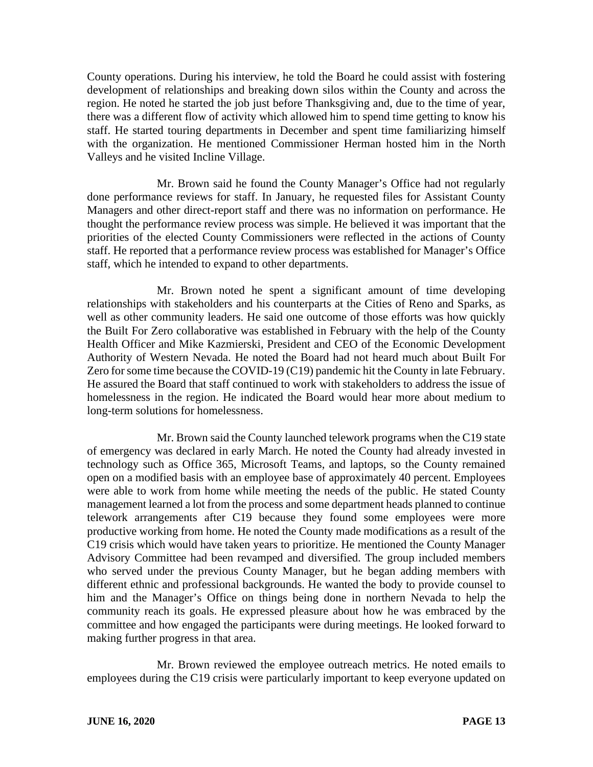County operations. During his interview, he told the Board he could assist with fostering development of relationships and breaking down silos within the County and across the region. He noted he started the job just before Thanksgiving and, due to the time of year, there was a different flow of activity which allowed him to spend time getting to know his staff. He started touring departments in December and spent time familiarizing himself with the organization. He mentioned Commissioner Herman hosted him in the North Valleys and he visited Incline Village.

Mr. Brown said he found the County Manager's Office had not regularly done performance reviews for staff. In January, he requested files for Assistant County Managers and other direct-report staff and there was no information on performance. He thought the performance review process was simple. He believed it was important that the priorities of the elected County Commissioners were reflected in the actions of County staff. He reported that a performance review process was established for Manager's Office staff, which he intended to expand to other departments.

Mr. Brown noted he spent a significant amount of time developing relationships with stakeholders and his counterparts at the Cities of Reno and Sparks, as well as other community leaders. He said one outcome of those efforts was how quickly the Built For Zero collaborative was established in February with the help of the County Health Officer and Mike Kazmierski, President and CEO of the Economic Development Authority of Western Nevada. He noted the Board had not heard much about Built For Zero for some time because the COVID-19 (C19) pandemic hit the County in late February. He assured the Board that staff continued to work with stakeholders to address the issue of homelessness in the region. He indicated the Board would hear more about medium to long-term solutions for homelessness.

Mr. Brown said the County launched telework programs when the C19 state of emergency was declared in early March. He noted the County had already invested in technology such as Office 365, Microsoft Teams, and laptops, so the County remained open on a modified basis with an employee base of approximately 40 percent. Employees were able to work from home while meeting the needs of the public. He stated County management learned a lot from the process and some department heads planned to continue telework arrangements after C19 because they found some employees were more productive working from home. He noted the County made modifications as a result of the C19 crisis which would have taken years to prioritize. He mentioned the County Manager Advisory Committee had been revamped and diversified. The group included members who served under the previous County Manager, but he began adding members with different ethnic and professional backgrounds. He wanted the body to provide counsel to him and the Manager's Office on things being done in northern Nevada to help the community reach its goals. He expressed pleasure about how he was embraced by the committee and how engaged the participants were during meetings. He looked forward to making further progress in that area.

Mr. Brown reviewed the employee outreach metrics. He noted emails to employees during the C19 crisis were particularly important to keep everyone updated on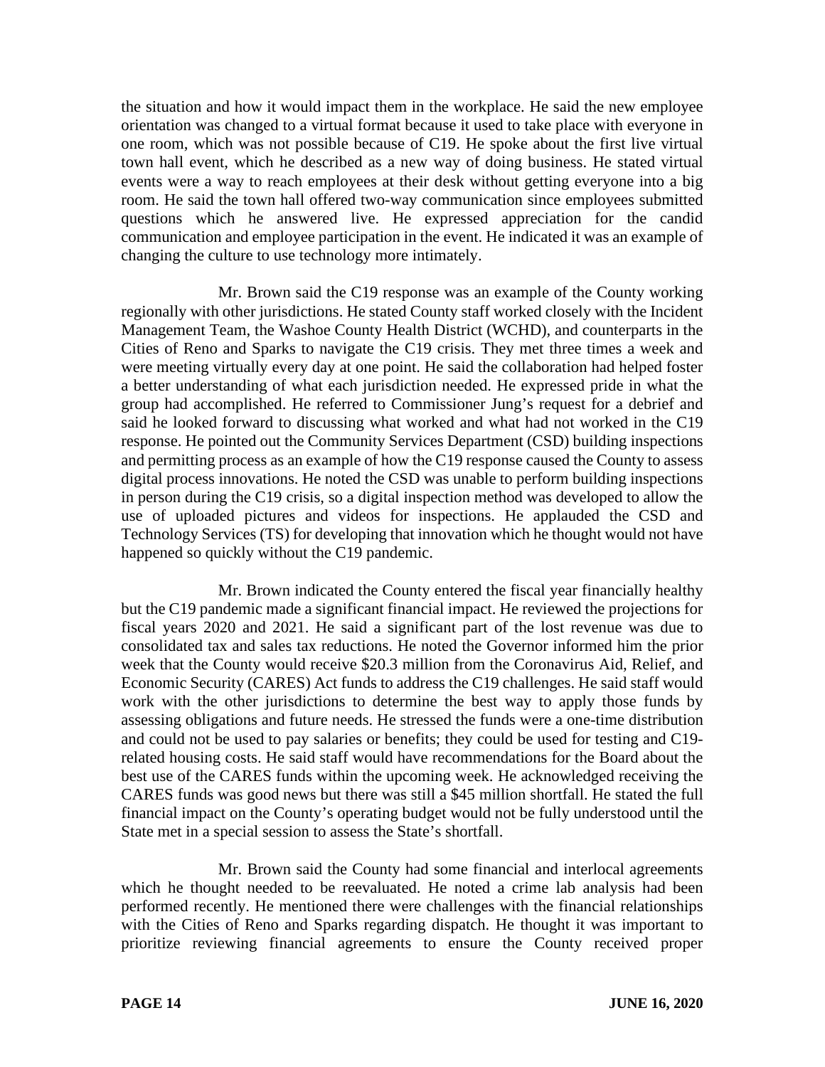the situation and how it would impact them in the workplace. He said the new employee orientation was changed to a virtual format because it used to take place with everyone in one room, which was not possible because of C19. He spoke about the first live virtual town hall event, which he described as a new way of doing business. He stated virtual events were a way to reach employees at their desk without getting everyone into a big room. He said the town hall offered two-way communication since employees submitted questions which he answered live. He expressed appreciation for the candid communication and employee participation in the event. He indicated it was an example of changing the culture to use technology more intimately.

Mr. Brown said the C19 response was an example of the County working regionally with other jurisdictions. He stated County staff worked closely with the Incident Management Team, the Washoe County Health District (WCHD), and counterparts in the Cities of Reno and Sparks to navigate the C19 crisis. They met three times a week and were meeting virtually every day at one point. He said the collaboration had helped foster a better understanding of what each jurisdiction needed. He expressed pride in what the group had accomplished. He referred to Commissioner Jung's request for a debrief and said he looked forward to discussing what worked and what had not worked in the C19 response. He pointed out the Community Services Department (CSD) building inspections and permitting process as an example of how the C19 response caused the County to assess digital process innovations. He noted the CSD was unable to perform building inspections in person during the C19 crisis, so a digital inspection method was developed to allow the use of uploaded pictures and videos for inspections. He applauded the CSD and Technology Services (TS) for developing that innovation which he thought would not have happened so quickly without the C19 pandemic.

Mr. Brown indicated the County entered the fiscal year financially healthy but the C19 pandemic made a significant financial impact. He reviewed the projections for fiscal years 2020 and 2021. He said a significant part of the lost revenue was due to consolidated tax and sales tax reductions. He noted the Governor informed him the prior week that the County would receive $20.3 million from the Coronavirus Aid, Relief, and Economic Security (CARES) Act funds to address the C19 challenges. He said staff would work with the other jurisdictions to determine the best way to apply those funds by assessing obligations and future needs. He stressed the funds were a one-time distribution and could not be used to pay salaries or benefits; they could be used for testing and C19-related housing costs. He said staff would have recommendations for the Board about the best use of the CARES funds within the upcoming week. He acknowledged receiving the CARES funds was good news but there was still a $45 million shortfall. He stated the full financial impact on the County's operating budget would not be fully understood until the State met in a special session to assess the State's shortfall.

Mr. Brown said the County had some financial and interlocal agreements which he thought needed to be reevaluated. He noted a crime lab analysis had been performed recently. He mentioned there were challenges with the financial relationships with the Cities of Reno and Sparks regarding dispatch. He thought it was important to prioritize reviewing financial agreements to ensure the County received proper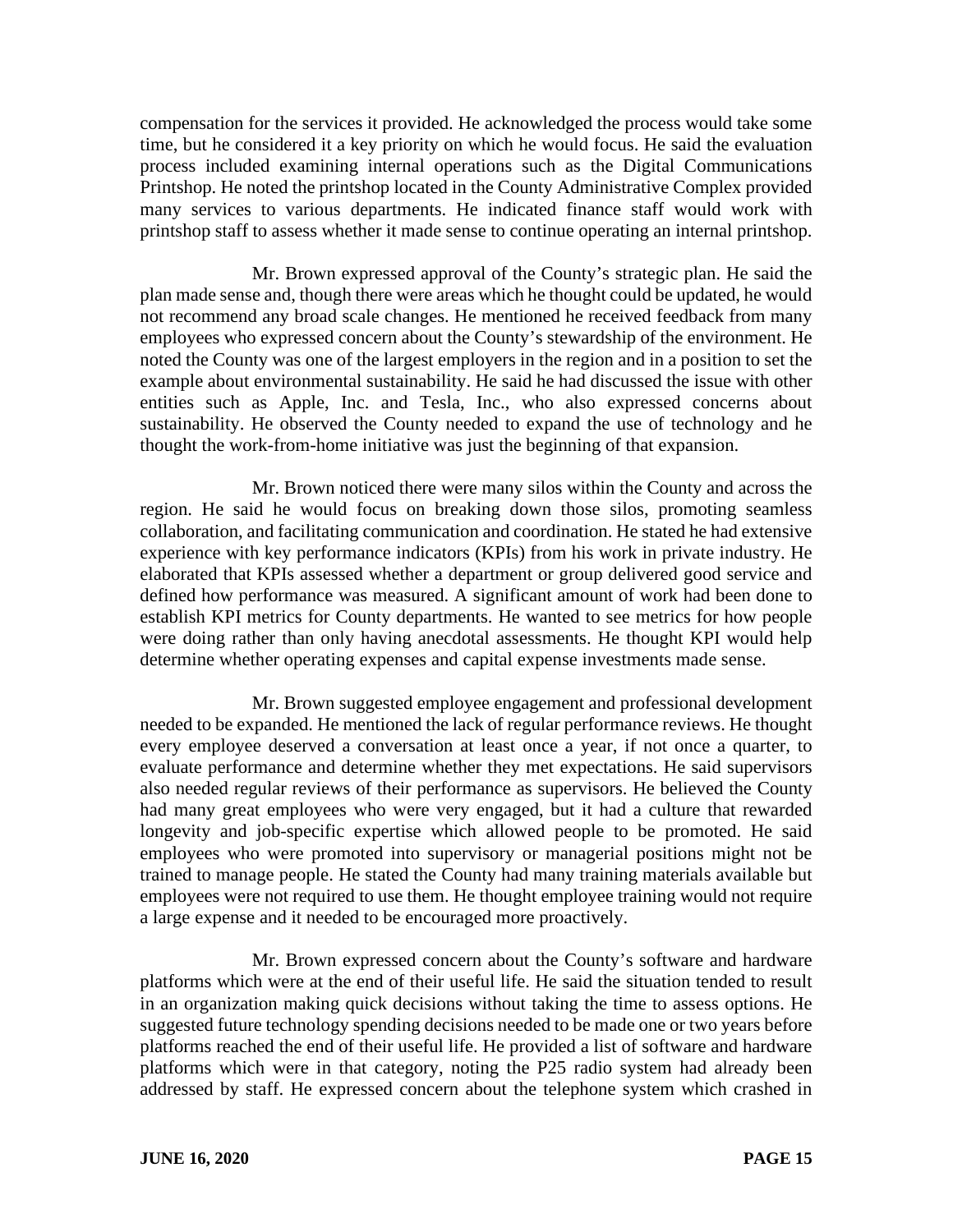compensation for the services it provided. He acknowledged the process would take some time, but he considered it a key priority on which he would focus. He said the evaluation process included examining internal operations such as the Digital Communications Printshop. He noted the printshop located in the County Administrative Complex provided many services to various departments. He indicated finance staff would work with printshop staff to assess whether it made sense to continue operating an internal printshop.

Mr. Brown expressed approval of the County's strategic plan. He said the plan made sense and, though there were areas which he thought could be updated, he would not recommend any broad scale changes. He mentioned he received feedback from many employees who expressed concern about the County's stewardship of the environment. He noted the County was one of the largest employers in the region and in a position to set the example about environmental sustainability. He said he had discussed the issue with other entities such as Apple, Inc. and Tesla, Inc., who also expressed concerns about sustainability. He observed the County needed to expand the use of technology and he thought the work-from-home initiative was just the beginning of that expansion.

Mr. Brown noticed there were many silos within the County and across the region. He said he would focus on breaking down those silos, promoting seamless collaboration, and facilitating communication and coordination. He stated he had extensive experience with key performance indicators (KPIs) from his work in private industry. He elaborated that KPIs assessed whether a department or group delivered good service and defined how performance was measured. A significant amount of work had been done to establish KPI metrics for County departments. He wanted to see metrics for how people were doing rather than only having anecdotal assessments. He thought KPI would help determine whether operating expenses and capital expense investments made sense.

Mr. Brown suggested employee engagement and professional development needed to be expanded. He mentioned the lack of regular performance reviews. He thought every employee deserved a conversation at least once a year, if not once a quarter, to evaluate performance and determine whether they met expectations. He said supervisors also needed regular reviews of their performance as supervisors. He believed the County had many great employees who were very engaged, but it had a culture that rewarded longevity and job-specific expertise which allowed people to be promoted. He said employees who were promoted into supervisory or managerial positions might not be trained to manage people. He stated the County had many training materials available but employees were not required to use them. He thought employee training would not require a large expense and it needed to be encouraged more proactively.

Mr. Brown expressed concern about the County's software and hardware platforms which were at the end of their useful life. He said the situation tended to result in an organization making quick decisions without taking the time to assess options. He suggested future technology spending decisions needed to be made one or two years before platforms reached the end of their useful life. He provided a list of software and hardware platforms which were in that category, noting the P25 radio system had already been addressed by staff. He expressed concern about the telephone system which crashed in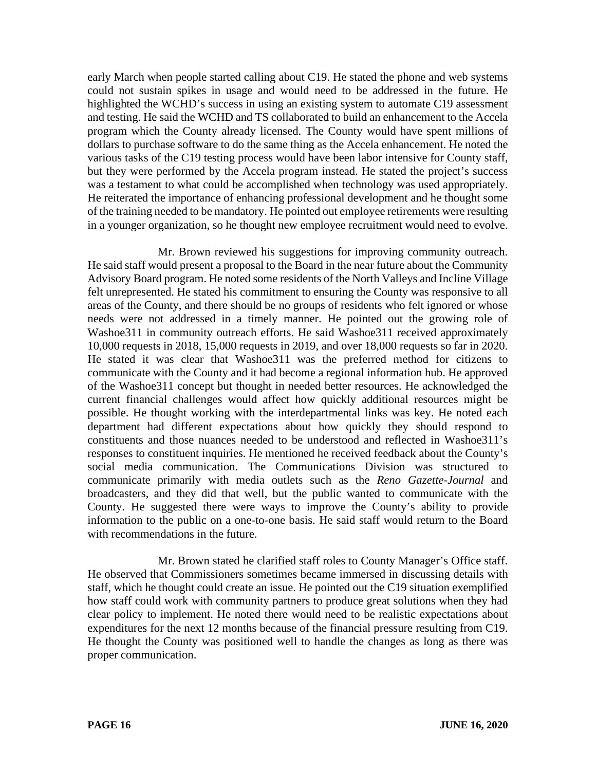early March when people started calling about C19. He stated the phone and web systems could not sustain spikes in usage and would need to be addressed in the future. He highlighted the WCHD's success in using an existing system to automate C19 assessment and testing. He said the WCHD and TS collaborated to build an enhancement to the Accela program which the County already licensed. The County would have spent millions of dollars to purchase software to do the same thing as the Accela enhancement. He noted the various tasks of the C19 testing process would have been labor intensive for County staff, but they were performed by the Accela program instead. He stated the project's success was a testament to what could be accomplished when technology was used appropriately. He reiterated the importance of enhancing professional development and he thought some of the training needed to be mandatory. He pointed out employee retirements were resulting in a younger organization, so he thought new employee recruitment would need to evolve.

Mr. Brown reviewed his suggestions for improving community outreach. He said staff would present a proposal to the Board in the near future about the Community Advisory Board program. He noted some residents of the North Valleys and Incline Village felt unrepresented. He stated his commitment to ensuring the County was responsive to all areas of the County, and there should be no groups of residents who felt ignored or whose needs were not addressed in a timely manner. He pointed out the growing role of Washoe311 in community outreach efforts. He said Washoe311 received approximately 10,000 requests in 2018, 15,000 requests in 2019, and over 18,000 requests so far in 2020. He stated it was clear that Washoe311 was the preferred method for citizens to communicate with the County and it had become a regional information hub. He approved of the Washoe311 concept but thought in needed better resources. He acknowledged the current financial challenges would affect how quickly additional resources might be possible. He thought working with the interdepartmental links was key. He noted each department had different expectations about how quickly they should respond to constituents and those nuances needed to be understood and reflected in Washoe311's responses to constituent inquiries. He mentioned he received feedback about the County's social media communication. The Communications Division was structured to communicate primarily with media outlets such as the *Reno Gazette-Journal* and broadcasters, and they did that well, but the public wanted to communicate with the County. He suggested there were ways to improve the County's ability to provide information to the public on a one-to-one basis. He said staff would return to the Board with recommendations in the future.

Mr. Brown stated he clarified staff roles to County Manager's Office staff. He observed that Commissioners sometimes became immersed in discussing details with staff, which he thought could create an issue. He pointed out the C19 situation exemplified how staff could work with community partners to produce great solutions when they had clear policy to implement. He noted there would need to be realistic expectations about expenditures for the next 12 months because of the financial pressure resulting from C19. He thought the County was positioned well to handle the changes as long as there was proper communication.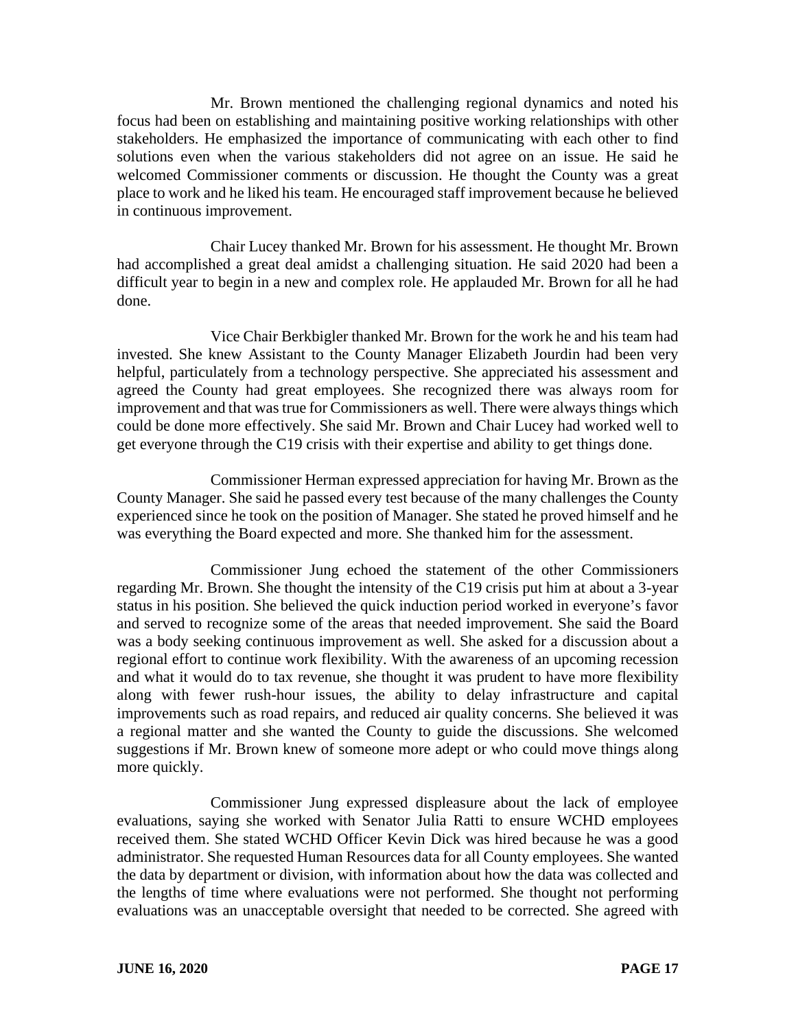Mr. Brown mentioned the challenging regional dynamics and noted his focus had been on establishing and maintaining positive working relationships with other stakeholders. He emphasized the importance of communicating with each other to find solutions even when the various stakeholders did not agree on an issue. He said he welcomed Commissioner comments or discussion. He thought the County was a great place to work and he liked his team. He encouraged staff improvement because he believed in continuous improvement.

Chair Lucey thanked Mr. Brown for his assessment. He thought Mr. Brown had accomplished a great deal amidst a challenging situation. He said 2020 had been a difficult year to begin in a new and complex role. He applauded Mr. Brown for all he had done.

Vice Chair Berkbigler thanked Mr. Brown for the work he and his team had invested. She knew Assistant to the County Manager Elizabeth Jourdin had been very helpful, particulately from a technology perspective. She appreciated his assessment and agreed the County had great employees. She recognized there was always room for improvement and that was true for Commissioners as well. There were always things which could be done more effectively. She said Mr. Brown and Chair Lucey had worked well to get everyone through the C19 crisis with their expertise and ability to get things done.

Commissioner Herman expressed appreciation for having Mr. Brown as the County Manager. She said he passed every test because of the many challenges the County experienced since he took on the position of Manager. She stated he proved himself and he was everything the Board expected and more. She thanked him for the assessment.

Commissioner Jung echoed the statement of the other Commissioners regarding Mr. Brown. She thought the intensity of the C19 crisis put him at about a 3-year status in his position. She believed the quick induction period worked in everyone's favor and served to recognize some of the areas that needed improvement. She said the Board was a body seeking continuous improvement as well. She asked for a discussion about a regional effort to continue work flexibility. With the awareness of an upcoming recession and what it would do to tax revenue, she thought it was prudent to have more flexibility along with fewer rush-hour issues, the ability to delay infrastructure and capital improvements such as road repairs, and reduced air quality concerns. She believed it was a regional matter and she wanted the County to guide the discussions. She welcomed suggestions if Mr. Brown knew of someone more adept or who could move things along more quickly.

Commissioner Jung expressed displeasure about the lack of employee evaluations, saying she worked with Senator Julia Ratti to ensure WCHD employees received them. She stated WCHD Officer Kevin Dick was hired because he was a good administrator. She requested Human Resources data for all County employees. She wanted the data by department or division, with information about how the data was collected and the lengths of time where evaluations were not performed. She thought not performing evaluations was an unacceptable oversight that needed to be corrected. She agreed with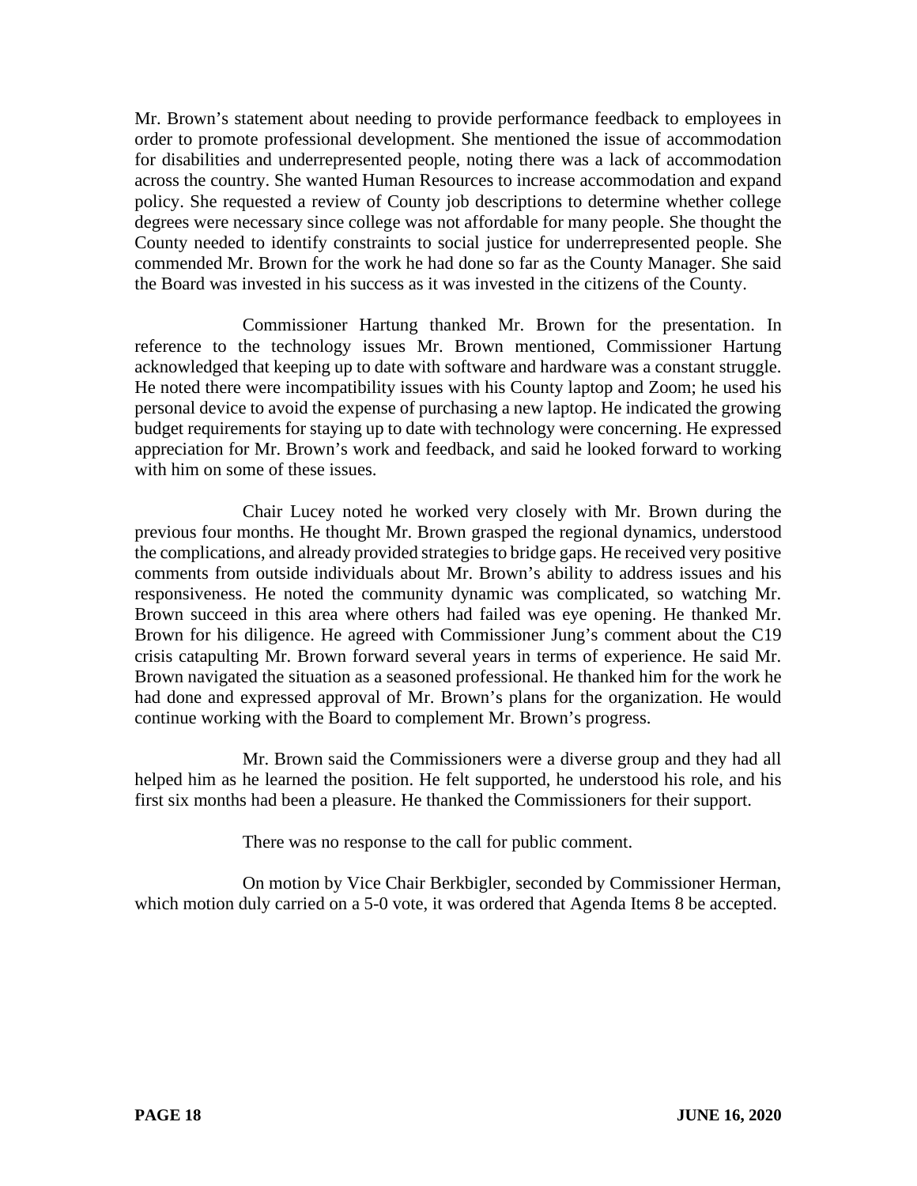Mr. Brown's statement about needing to provide performance feedback to employees in order to promote professional development. She mentioned the issue of accommodation for disabilities and underrepresented people, noting there was a lack of accommodation across the country. She wanted Human Resources to increase accommodation and expand policy. She requested a review of County job descriptions to determine whether college degrees were necessary since college was not affordable for many people. She thought the County needed to identify constraints to social justice for underrepresented people. She commended Mr. Brown for the work he had done so far as the County Manager. She said the Board was invested in his success as it was invested in the citizens of the County.

Commissioner Hartung thanked Mr. Brown for the presentation. In reference to the technology issues Mr. Brown mentioned, Commissioner Hartung acknowledged that keeping up to date with software and hardware was a constant struggle. He noted there were incompatibility issues with his County laptop and Zoom; he used his personal device to avoid the expense of purchasing a new laptop. He indicated the growing budget requirements for staying up to date with technology were concerning. He expressed appreciation for Mr. Brown's work and feedback, and said he looked forward to working with him on some of these issues.

Chair Lucey noted he worked very closely with Mr. Brown during the previous four months. He thought Mr. Brown grasped the regional dynamics, understood the complications, and already provided strategies to bridge gaps. He received very positive comments from outside individuals about Mr. Brown's ability to address issues and his responsiveness. He noted the community dynamic was complicated, so watching Mr. Brown succeed in this area where others had failed was eye opening. He thanked Mr. Brown for his diligence. He agreed with Commissioner Jung's comment about the C19 crisis catapulting Mr. Brown forward several years in terms of experience. He said Mr. Brown navigated the situation as a seasoned professional. He thanked him for the work he had done and expressed approval of Mr. Brown's plans for the organization. He would continue working with the Board to complement Mr. Brown's progress.

Mr. Brown said the Commissioners were a diverse group and they had all helped him as he learned the position. He felt supported, he understood his role, and his first six months had been a pleasure. He thanked the Commissioners for their support.

There was no response to the call for public comment.

On motion by Vice Chair Berkbigler, seconded by Commissioner Herman, which motion duly carried on a 5-0 vote, it was ordered that Agenda Items 8 be accepted.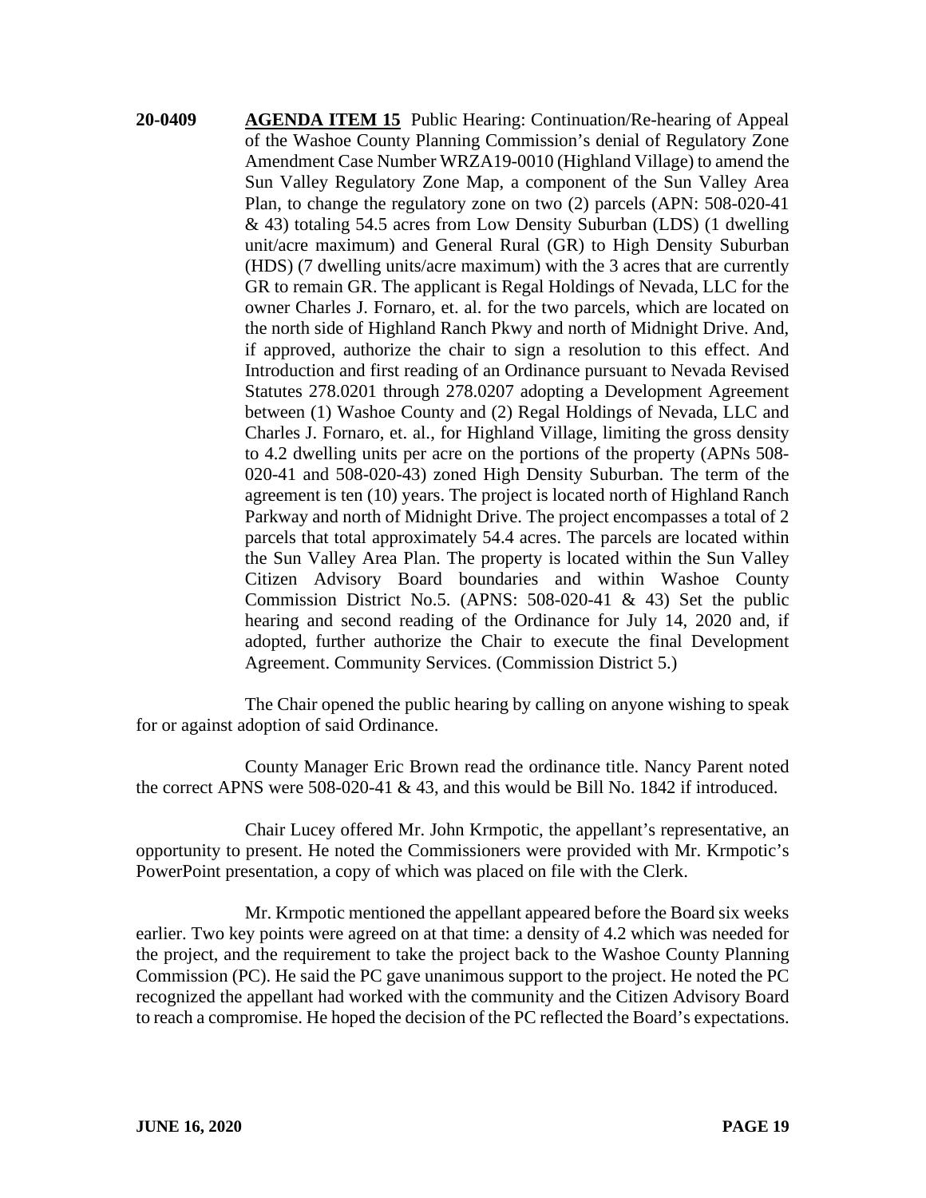**20-0409** **AGENDA ITEM 15** Public Hearing: Continuation/Re-hearing of Appeal of the Washoe County Planning Commission's denial of Regulatory Zone Amendment Case Number WRZA19-0010 (Highland Village) to amend the Sun Valley Regulatory Zone Map, a component of the Sun Valley Area Plan, to change the regulatory zone on two (2) parcels (APN: 508-020-41 & 43) totaling 54.5 acres from Low Density Suburban (LDS) (1 dwelling unit/acre maximum) and General Rural (GR) to High Density Suburban (HDS) (7 dwelling units/acre maximum) with the 3 acres that are currently GR to remain GR. The applicant is Regal Holdings of Nevada, LLC for the owner Charles J. Fornaro, et. al. for the two parcels, which are located on the north side of Highland Ranch Pkwy and north of Midnight Drive. And, if approved, authorize the chair to sign a resolution to this effect. And Introduction and first reading of an Ordinance pursuant to Nevada Revised Statutes 278.0201 through 278.0207 adopting a Development Agreement between (1) Washoe County and (2) Regal Holdings of Nevada, LLC and Charles J. Fornaro, et. al., for Highland Village, limiting the gross density to 4.2 dwelling units per acre on the portions of the property (APNs 508-020-41 and 508-020-43) zoned High Density Suburban. The term of the agreement is ten (10) years. The project is located north of Highland Ranch Parkway and north of Midnight Drive. The project encompasses a total of 2 parcels that total approximately 54.4 acres. The parcels are located within the Sun Valley Area Plan. The property is located within the Sun Valley Citizen Advisory Board boundaries and within Washoe County Commission District No.5. (APNS: 508-020-41 & 43) Set the public hearing and second reading of the Ordinance for July 14, 2020 and, if adopted, further authorize the Chair to execute the final Development Agreement. Community Services. (Commission District 5.)

The Chair opened the public hearing by calling on anyone wishing to speak for or against adoption of said Ordinance.

County Manager Eric Brown read the ordinance title. Nancy Parent noted the correct APNS were 508-020-41 & 43, and this would be Bill No. 1842 if introduced.

Chair Lucey offered Mr. John Krmpotic, the appellant's representative, an opportunity to present. He noted the Commissioners were provided with Mr. Krmpotic's PowerPoint presentation, a copy of which was placed on file with the Clerk.

Mr. Krmpotic mentioned the appellant appeared before the Board six weeks earlier. Two key points were agreed on at that time: a density of 4.2 which was needed for the project, and the requirement to take the project back to the Washoe County Planning Commission (PC). He said the PC gave unanimous support to the project. He noted the PC recognized the appellant had worked with the community and the Citizen Advisory Board to reach a compromise. He hoped the decision of the PC reflected the Board's expectations.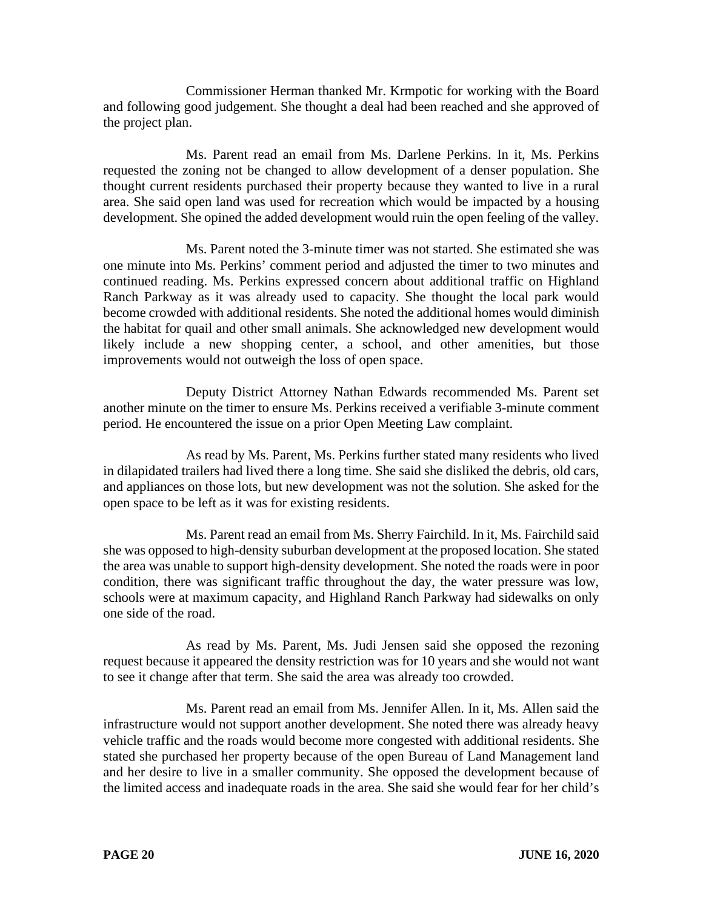Commissioner Herman thanked Mr. Krmpotic for working with the Board and following good judgement. She thought a deal had been reached and she approved of the project plan.

Ms. Parent read an email from Ms. Darlene Perkins. In it, Ms. Perkins requested the zoning not be changed to allow development of a denser population. She thought current residents purchased their property because they wanted to live in a rural area. She said open land was used for recreation which would be impacted by a housing development. She opined the added development would ruin the open feeling of the valley.

Ms. Parent noted the 3-minute timer was not started. She estimated she was one minute into Ms. Perkins' comment period and adjusted the timer to two minutes and continued reading. Ms. Perkins expressed concern about additional traffic on Highland Ranch Parkway as it was already used to capacity. She thought the local park would become crowded with additional residents. She noted the additional homes would diminish the habitat for quail and other small animals. She acknowledged new development would likely include a new shopping center, a school, and other amenities, but those improvements would not outweigh the loss of open space.

Deputy District Attorney Nathan Edwards recommended Ms. Parent set another minute on the timer to ensure Ms. Perkins received a verifiable 3-minute comment period. He encountered the issue on a prior Open Meeting Law complaint.

As read by Ms. Parent, Ms. Perkins further stated many residents who lived in dilapidated trailers had lived there a long time. She said she disliked the debris, old cars, and appliances on those lots, but new development was not the solution. She asked for the open space to be left as it was for existing residents.

Ms. Parent read an email from Ms. Sherry Fairchild. In it, Ms. Fairchild said she was opposed to high-density suburban development at the proposed location. She stated the area was unable to support high-density development. She noted the roads were in poor condition, there was significant traffic throughout the day, the water pressure was low, schools were at maximum capacity, and Highland Ranch Parkway had sidewalks on only one side of the road.

As read by Ms. Parent, Ms. Judi Jensen said she opposed the rezoning request because it appeared the density restriction was for 10 years and she would not want to see it change after that term. She said the area was already too crowded.

Ms. Parent read an email from Ms. Jennifer Allen. In it, Ms. Allen said the infrastructure would not support another development. She noted there was already heavy vehicle traffic and the roads would become more congested with additional residents. She stated she purchased her property because of the open Bureau of Land Management land and her desire to live in a smaller community. She opposed the development because of the limited access and inadequate roads in the area. She said she would fear for her child's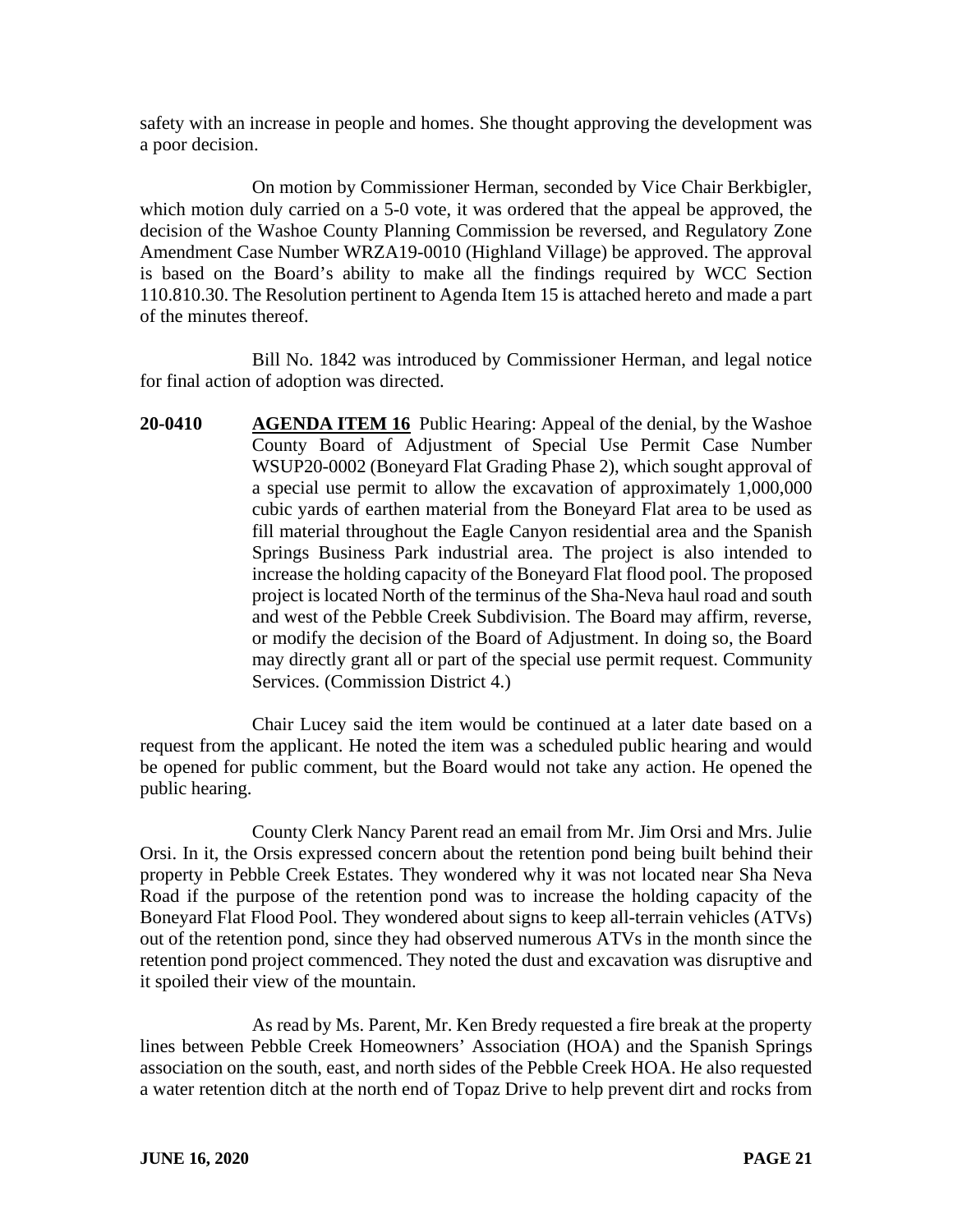safety with an increase in people and homes. She thought approving the development was a poor decision.

On motion by Commissioner Herman, seconded by Vice Chair Berkbigler, which motion duly carried on a 5-0 vote, it was ordered that the appeal be approved, the decision of the Washoe County Planning Commission be reversed, and Regulatory Zone Amendment Case Number WRZA19-0010 (Highland Village) be approved. The approval is based on the Board's ability to make all the findings required by WCC Section 110.810.30. The Resolution pertinent to Agenda Item 15 is attached hereto and made a part of the minutes thereof.

Bill No. 1842 was introduced by Commissioner Herman, and legal notice for final action of adoption was directed.

**20-0410** **AGENDA ITEM 16** Public Hearing: Appeal of the denial, by the Washoe County Board of Adjustment of Special Use Permit Case Number WSUP20-0002 (Boneyard Flat Grading Phase 2), which sought approval of a special use permit to allow the excavation of approximately 1,000,000 cubic yards of earthen material from the Boneyard Flat area to be used as fill material throughout the Eagle Canyon residential area and the Spanish Springs Business Park industrial area. The project is also intended to increase the holding capacity of the Boneyard Flat flood pool. The proposed project is located North of the terminus of the Sha-Neva haul road and south and west of the Pebble Creek Subdivision. The Board may affirm, reverse, or modify the decision of the Board of Adjustment. In doing so, the Board may directly grant all or part of the special use permit request. Community Services. (Commission District 4.)

Chair Lucey said the item would be continued at a later date based on a request from the applicant. He noted the item was a scheduled public hearing and would be opened for public comment, but the Board would not take any action. He opened the public hearing.

County Clerk Nancy Parent read an email from Mr. Jim Orsi and Mrs. Julie Orsi. In it, the Orsis expressed concern about the retention pond being built behind their property in Pebble Creek Estates. They wondered why it was not located near Sha Neva Road if the purpose of the retention pond was to increase the holding capacity of the Boneyard Flat Flood Pool. They wondered about signs to keep all-terrain vehicles (ATVs) out of the retention pond, since they had observed numerous ATVs in the month since the retention pond project commenced. They noted the dust and excavation was disruptive and it spoiled their view of the mountain.

As read by Ms. Parent, Mr. Ken Bredy requested a fire break at the property lines between Pebble Creek Homeowners' Association (HOA) and the Spanish Springs association on the south, east, and north sides of the Pebble Creek HOA. He also requested a water retention ditch at the north end of Topaz Drive to help prevent dirt and rocks from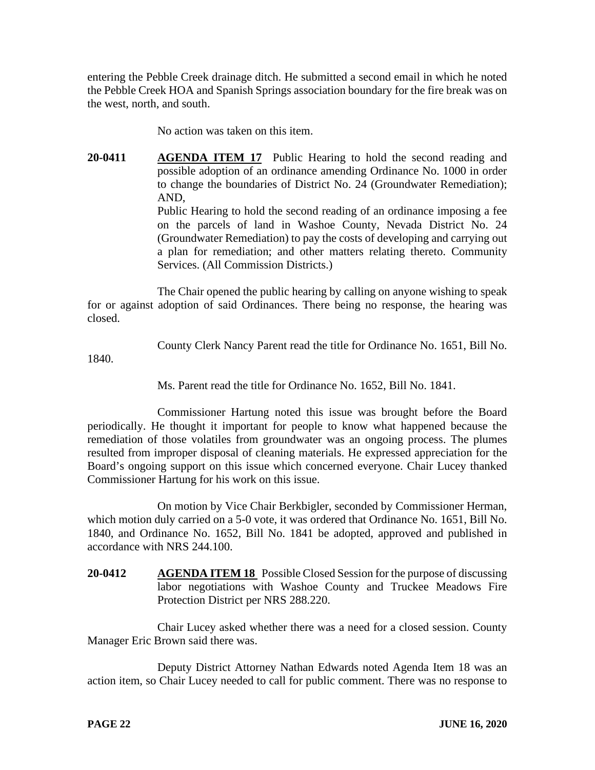entering the Pebble Creek drainage ditch. He submitted a second email in which he noted the Pebble Creek HOA and Spanish Springs association boundary for the fire break was on the west, north, and south.

No action was taken on this item.

**20-0411** **AGENDA ITEM 17** Public Hearing to hold the second reading and possible adoption of an ordinance amending Ordinance No. 1000 in order to change the boundaries of District No. 24 (Groundwater Remediation); AND,
Public Hearing to hold the second reading of an ordinance imposing a fee on the parcels of land in Washoe County, Nevada District No. 24 (Groundwater Remediation) to pay the costs of developing and carrying out a plan for remediation; and other matters relating thereto. Community Services. (All Commission Districts.)

The Chair opened the public hearing by calling on anyone wishing to speak for or against adoption of said Ordinances. There being no response, the hearing was closed.

County Clerk Nancy Parent read the title for Ordinance No. 1651, Bill No. 1840.

Ms. Parent read the title for Ordinance No. 1652, Bill No. 1841.

Commissioner Hartung noted this issue was brought before the Board periodically. He thought it important for people to know what happened because the remediation of those volatiles from groundwater was an ongoing process. The plumes resulted from improper disposal of cleaning materials. He expressed appreciation for the Board's ongoing support on this issue which concerned everyone. Chair Lucey thanked Commissioner Hartung for his work on this issue.

On motion by Vice Chair Berkbigler, seconded by Commissioner Herman, which motion duly carried on a 5-0 vote, it was ordered that Ordinance No. 1651, Bill No. 1840, and Ordinance No. 1652, Bill No. 1841 be adopted, approved and published in accordance with NRS 244.100.

**20-0412** **AGENDA ITEM 18** Possible Closed Session for the purpose of discussing labor negotiations with Washoe County and Truckee Meadows Fire Protection District per NRS 288.220.

Chair Lucey asked whether there was a need for a closed session. County Manager Eric Brown said there was.

Deputy District Attorney Nathan Edwards noted Agenda Item 18 was an action item, so Chair Lucey needed to call for public comment. There was no response to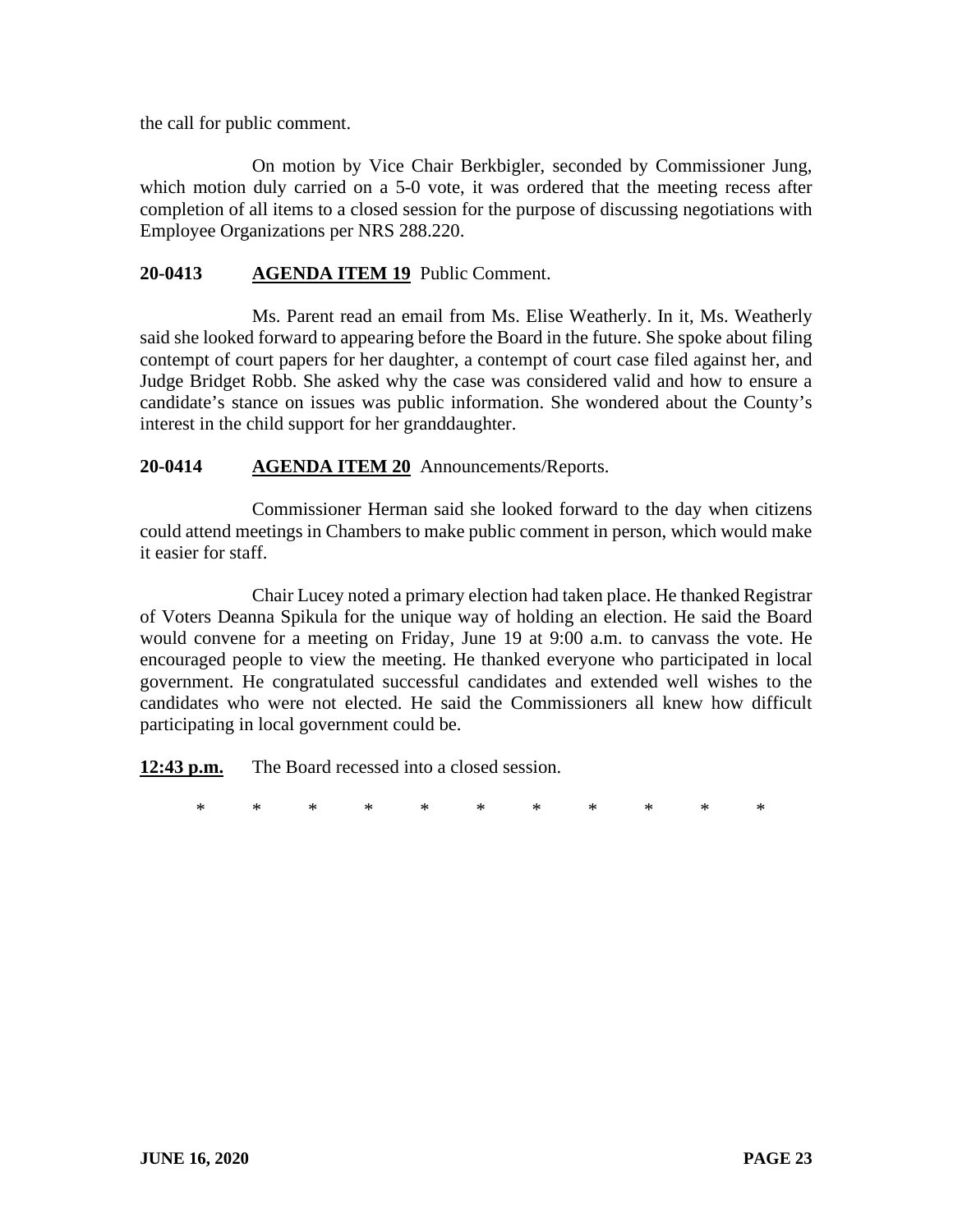the call for public comment.

On motion by Vice Chair Berkbigler, seconded by Commissioner Jung, which motion duly carried on a 5-0 vote, it was ordered that the meeting recess after completion of all items to a closed session for the purpose of discussing negotiations with Employee Organizations per NRS 288.220.

**20-0413** **AGENDA ITEM 19** Public Comment.

Ms. Parent read an email from Ms. Elise Weatherly. In it, Ms. Weatherly said she looked forward to appearing before the Board in the future. She spoke about filing contempt of court papers for her daughter, a contempt of court case filed against her, and Judge Bridget Robb. She asked why the case was considered valid and how to ensure a candidate's stance on issues was public information. She wondered about the County's interest in the child support for her granddaughter.

**20-0414** **AGENDA ITEM 20** Announcements/Reports.

Commissioner Herman said she looked forward to the day when citizens could attend meetings in Chambers to make public comment in person, which would make it easier for staff.

Chair Lucey noted a primary election had taken place. He thanked Registrar of Voters Deanna Spikula for the unique way of holding an election. He said the Board would convene for a meeting on Friday, June 19 at 9:00 a.m. to canvass the vote. He encouraged people to view the meeting. He thanked everyone who participated in local government. He congratulated successful candidates and extended well wishes to the candidates who were not elected. He said the Commissioners all knew how difficult participating in local government could be.

**12:43 p.m.** The Board recessed into a closed session.

\* \* \* \* \* \* \* \* \* \* \*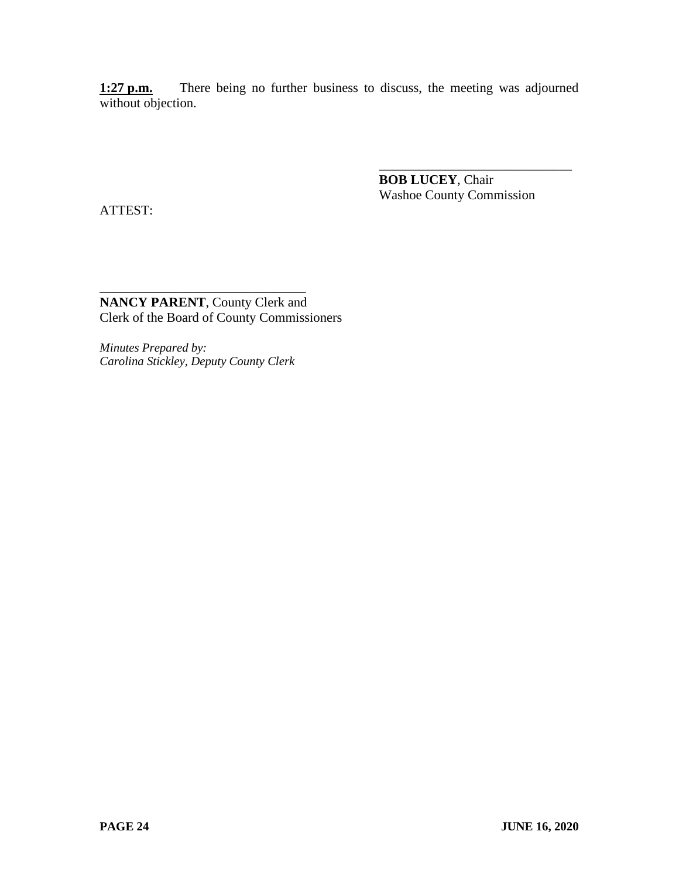**1:27 p.m.** There being no further business to discuss, the meeting was adjourned without objection.

\_\_\_\_\_\_\_\_\_\_\_\_\_\_\_\_\_\_\_\_\_\_\_\_\_\_\_\_\_\_
**BOB LUCEY**, Chair
Washoe County Commission

ATTEST:

\_\_\_\_\_\_\_\_\_\_\_\_\_\_\_\_\_\_\_\_\_\_\_\_\_\_\_\_\_\_\_\_
**NANCY PARENT**, County Clerk and
Clerk of the Board of County Commissioners

*Minutes Prepared by:*
*Carolina Stickley, Deputy County Clerk*